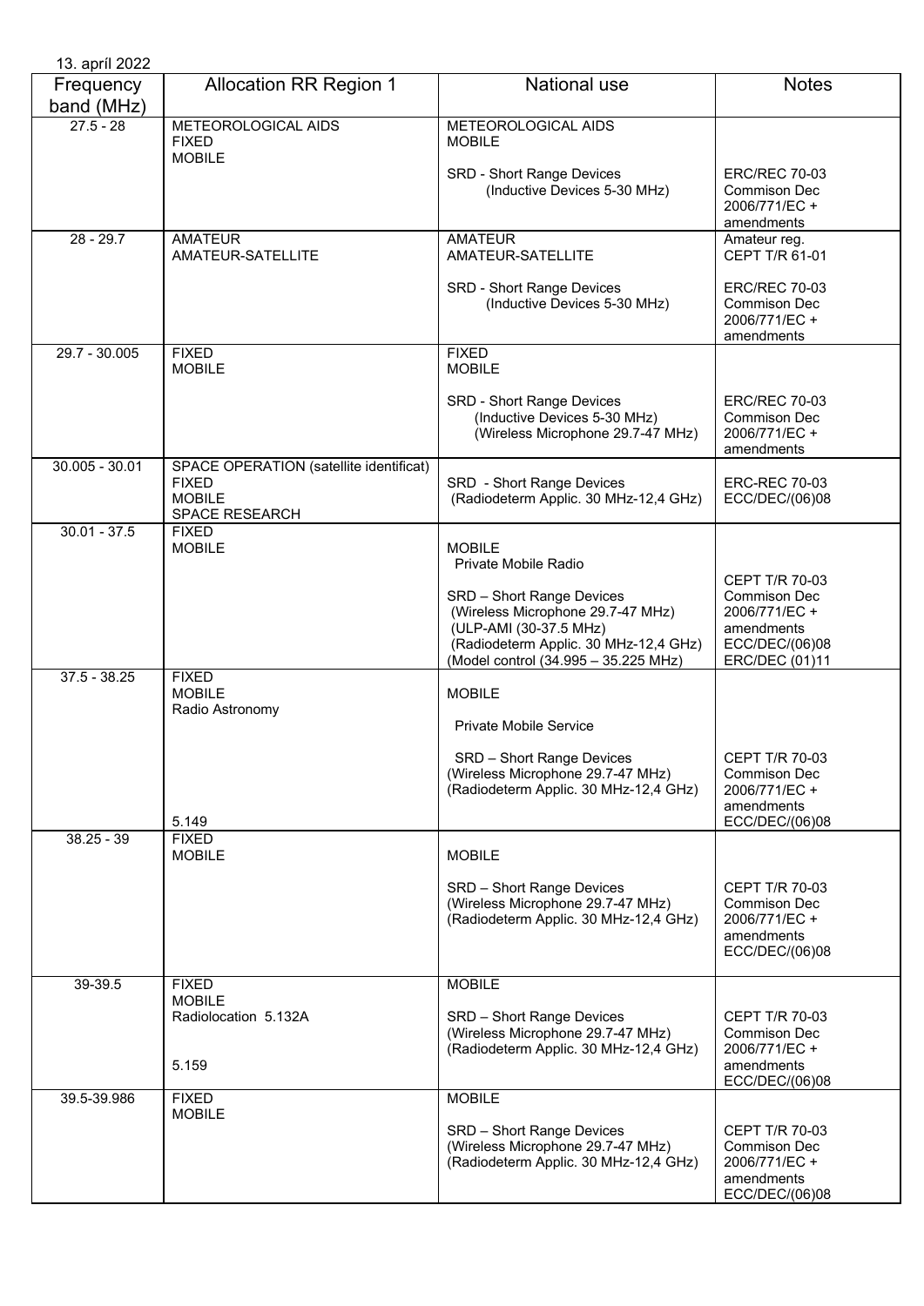13. apríl 2022

| Frequency band (MHz) | Allocation RR Region 1 | National use | Notes |
|---|---|---|---|
| 27.5 - 28 | METEOROLOGICAL AIDS<br>FIXED<br>MOBILE | METEOROLOGICAL AIDS<br>MOBILE<br><br>SRD - Short Range Devices<br>(Inductive Devices 5-30 MHz) | ERC/REC 70-03<br>Commison Dec 2006/771/EC + amendments |
| 28 - 29.7 | AMATEUR<br>AMATEUR-SATELLITE | AMATEUR<br>AMATEUR-SATELLITE<br><br>SRD - Short Range Devices<br>(Inductive Devices 5-30 MHz) | Amateur reg.<br>CEPT T/R 61-01<br><br>ERC/REC 70-03<br>Commison Dec 2006/771/EC + amendments |
| 29.7 - 30.005 | FIXED<br>MOBILE | FIXED<br>MOBILE<br><br>SRD - Short Range Devices<br>(Inductive Devices 5-30 MHz)<br>(Wireless Microphone 29.7-47 MHz) | ERC/REC 70-03<br>Commison Dec 2006/771/EC + amendments |
| 30.005 - 30.01 | SPACE OPERATION (satellite identificat)<br>FIXED<br>MOBILE<br>SPACE RESEARCH | SRD - Short Range Devices<br>(Radiodeterm Applic. 30 MHz-12,4 GHz) | ERC-REC 70-03<br>ECC/DEC/(06)08 |
| 30.01 - 37.5 | FIXED<br>MOBILE | MOBILE<br>Private Mobile Radio<br><br>SRD – Short Range Devices<br>(Wireless Microphone 29.7-47 MHz)<br>(ULP-AMI (30-37.5 MHz)<br>(Radiodeterm Applic. 30 MHz-12,4 GHz)<br>(Model control (34.995 – 35.225 MHz) | CEPT T/R 70-03<br>Commison Dec 2006/771/EC + amendments<br>ECC/DEC/(06)08<br>ERC/DEC (01)11 |
| 37.5 - 38.25 | FIXED<br>MOBILE<br>Radio Astronomy<br><br>5.149 | MOBILE<br><br>Private Mobile Service<br><br>SRD – Short Range Devices<br>(Wireless Microphone 29.7-47 MHz)<br>(Radiodeterm Applic. 30 MHz-12,4 GHz) | CEPT T/R 70-03<br>Commison Dec 2006/771/EC + amendments<br>ECC/DEC/(06)08 |
| 38.25 - 39 | FIXED<br>MOBILE | MOBILE<br><br>SRD – Short Range Devices<br>(Wireless Microphone 29.7-47 MHz)<br>(Radiodeterm Applic. 30 MHz-12,4 GHz) | CEPT T/R 70-03<br>Commison Dec 2006/771/EC + amendments<br>ECC/DEC/(06)08 |
| 39-39.5 | FIXED<br>MOBILE<br>Radiolocation 5.132A<br><br>5.159 | MOBILE<br><br>SRD – Short Range Devices<br>(Wireless Microphone 29.7-47 MHz)<br>(Radiodeterm Applic. 30 MHz-12,4 GHz) | CEPT T/R 70-03<br>Commison Dec 2006/771/EC + amendments<br>ECC/DEC/(06)08 |
| 39.5-39.986 | FIXED<br>MOBILE | MOBILE<br><br>SRD – Short Range Devices<br>(Wireless Microphone 29.7-47 MHz)<br>(Radiodeterm Applic. 30 MHz-12,4 GHz) | CEPT T/R 70-03<br>Commison Dec 2006/771/EC + amendments<br>ECC/DEC/(06)08 |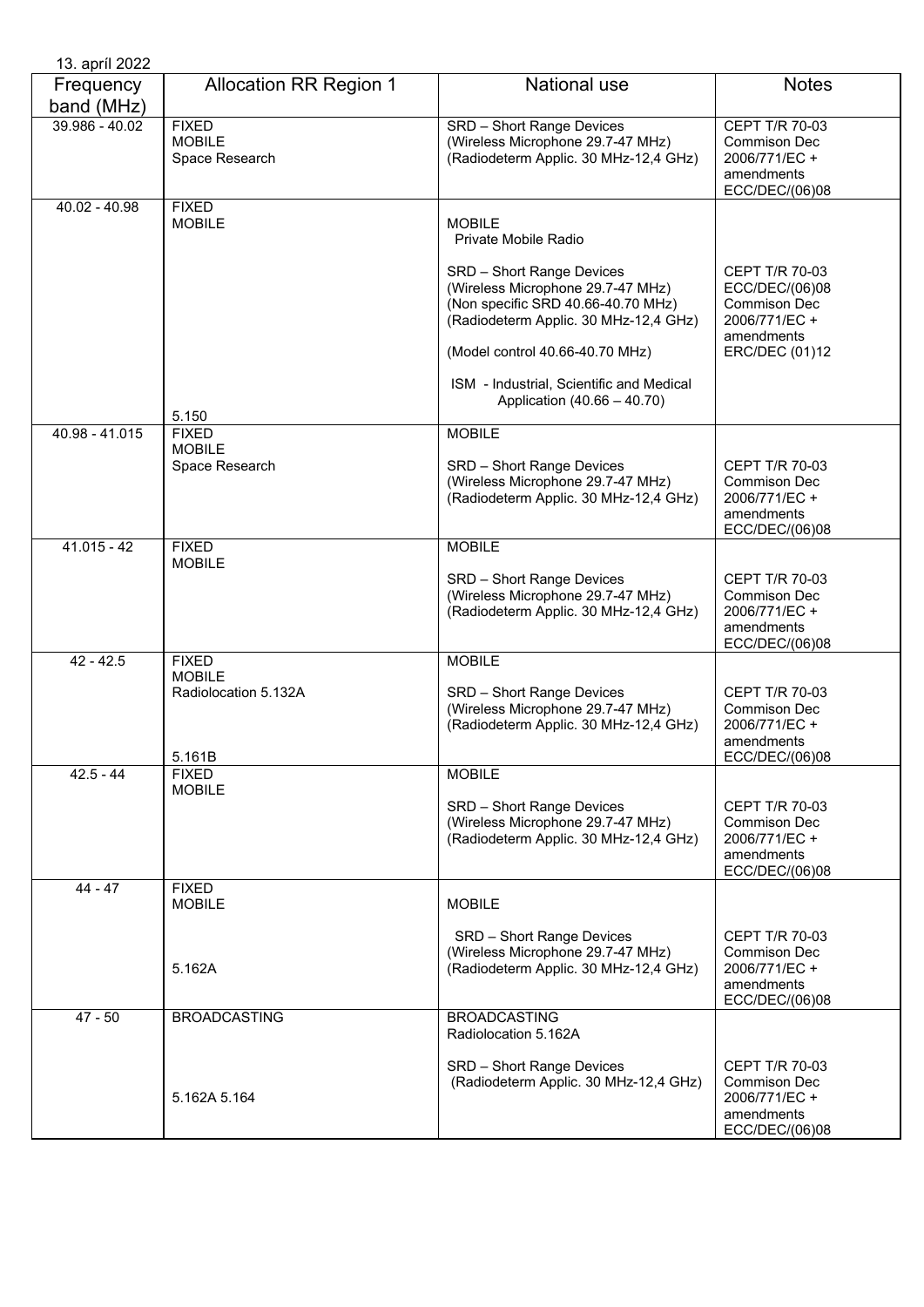13. apríl 2022

| Frequency band (MHz) | Allocation RR Region 1 | National use | Notes |
|---|---|---|---|
| 39.986 - 40.02 | FIXED<br>MOBILE<br>Space Research | SRD – Short Range Devices<br>(Wireless Microphone 29.7-47 MHz)<br>(Radiodeterm Applic. 30 MHz-12,4 GHz) | CEPT T/R 70-03<br>Commison Dec 2006/771/EC + amendments<br>ECC/DEC/(06)08 |
| 40.02 - 40.98 | FIXED<br>MOBILE<br><br>5.150 | MOBILE<br>Private Mobile Radio<br><br>SRD – Short Range Devices<br>(Wireless Microphone 29.7-47 MHz)<br>(Non specific SRD 40.66-40.70 MHz)<br>(Radiodeterm Applic. 30 MHz-12,4 GHz)<br><br>(Model control 40.66-40.70 MHz)<br><br>ISM - Industrial, Scientific and Medical Application (40.66 – 40.70) | CEPT T/R 70-03<br>ECC/DEC/(06)08<br>Commison Dec 2006/771/EC + amendments<br>ERC/DEC (01)12 |
| 40.98 - 41.015 | FIXED<br>MOBILE<br>Space Research | MOBILE<br><br>SRD – Short Range Devices<br>(Wireless Microphone 29.7-47 MHz)<br>(Radiodeterm Applic. 30 MHz-12,4 GHz) | CEPT T/R 70-03<br>Commison Dec 2006/771/EC + amendments<br>ECC/DEC/(06)08 |
| 41.015 - 42 | FIXED<br>MOBILE | MOBILE<br><br>SRD – Short Range Devices<br>(Wireless Microphone 29.7-47 MHz)<br>(Radiodeterm Applic. 30 MHz-12,4 GHz) | CEPT T/R 70-03<br>Commison Dec 2006/771/EC + amendments<br>ECC/DEC/(06)08 |
| 42 - 42.5 | FIXED<br>MOBILE<br>Radiolocation 5.132A<br><br>5.161B | MOBILE<br><br>SRD – Short Range Devices<br>(Wireless Microphone 29.7-47 MHz)<br>(Radiodeterm Applic. 30 MHz-12,4 GHz) | CEPT T/R 70-03<br>Commison Dec 2006/771/EC + amendments<br>ECC/DEC/(06)08 |
| 42.5 - 44 | FIXED<br>MOBILE | MOBILE<br><br>SRD – Short Range Devices<br>(Wireless Microphone 29.7-47 MHz)<br>(Radiodeterm Applic. 30 MHz-12,4 GHz) | CEPT T/R 70-03<br>Commison Dec 2006/771/EC + amendments<br>ECC/DEC/(06)08 |
| 44 - 47 | FIXED<br>MOBILE<br><br>5.162A | MOBILE<br><br>SRD – Short Range Devices<br>(Wireless Microphone 29.7-47 MHz)<br>(Radiodeterm Applic. 30 MHz-12,4 GHz) | CEPT T/R 70-03<br>Commison Dec 2006/771/EC + amendments<br>ECC/DEC/(06)08 |
| 47 - 50 | BROADCASTING<br><br>5.162A 5.164 | BROADCASTING<br>Radiolocation 5.162A<br><br>SRD – Short Range Devices<br>(Radiodeterm Applic. 30 MHz-12,4 GHz) | CEPT T/R 70-03<br>Commison Dec 2006/771/EC + amendments<br>ECC/DEC/(06)08 |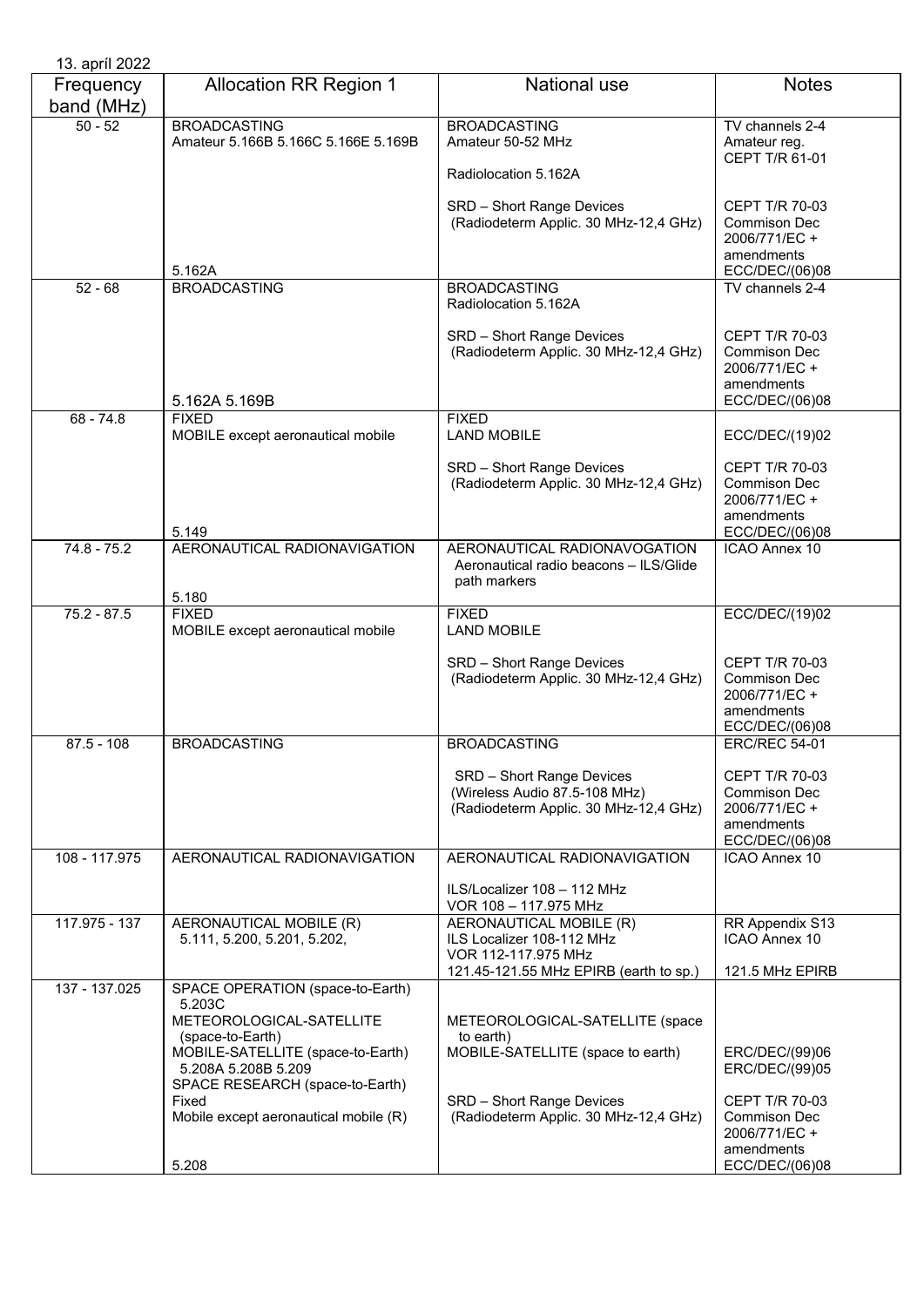13. apríl 2022

| Frequency band (MHz) | Allocation RR Region 1 | National use | Notes |
|---|---|---|---|
| 50 - 52 | BROADCASTING<br>Amateur 5.166B 5.166C 5.166E 5.169B<br><br>5.162A | BROADCASTING<br>Amateur 50-52 MHz<br><br>Radiolocation 5.162A<br><br>SRD – Short Range Devices<br>(Radiodeterm Applic. 30 MHz-12,4 GHz) | TV channels 2-4<br>Amateur reg.<br>CEPT T/R 61-01<br><br>CEPT T/R 70-03<br>Commison Dec 2006/771/EC + amendments<br>ECC/DEC/(06)08 |
| 52 - 68 | BROADCASTING<br><br>5.162A 5.169B | BROADCASTING<br>Radiolocation 5.162A<br><br>SRD – Short Range Devices<br>(Radiodeterm Applic. 30 MHz-12,4 GHz) | TV channels 2-4<br><br>CEPT T/R 70-03<br>Commison Dec 2006/771/EC + amendments<br>ECC/DEC/(06)08 |
| 68 - 74.8 | FIXED<br>MOBILE except aeronautical mobile<br><br>5.149 | FIXED<br>LAND MOBILE<br><br>SRD – Short Range Devices<br>(Radiodeterm Applic. 30 MHz-12,4 GHz) | ECC/DEC/(19)02<br><br>CEPT T/R 70-03<br>Commison Dec 2006/771/EC + amendments<br>ECC/DEC/(06)08 |
| 74.8 - 75.2 | AERONAUTICAL RADIONAVIGATION<br><br>5.180 | AERONAUTICAL RADIONAVOGATION<br>Aeronautical radio beacons – ILS/Glide path markers | ICAO Annex 10 |
| 75.2 - 87.5 | FIXED<br>MOBILE except aeronautical mobile | FIXED<br>LAND MOBILE<br><br>SRD – Short Range Devices<br>(Radiodeterm Applic. 30 MHz-12,4 GHz) | ECC/DEC/(19)02<br><br>CEPT T/R 70-03<br>Commison Dec 2006/771/EC + amendments<br>ECC/DEC/(06)08 |
| 87.5 - 108 | BROADCASTING | BROADCASTING<br><br>SRD – Short Range Devices<br>(Wireless Audio 87.5-108 MHz)<br>(Radiodeterm Applic. 30 MHz-12,4 GHz) | ERC/REC 54-01<br><br>CEPT T/R 70-03<br>Commison Dec 2006/771/EC + amendments<br>ECC/DEC/(06)08 |
| 108 - 117.975 | AERONAUTICAL RADIONAVIGATION | AERONAUTICAL RADIONAVIGATION<br><br>ILS/Localizer 108 – 112 MHz<br>VOR 108 – 117.975 MHz | ICAO Annex 10 |
| 117.975 - 137 | AERONAUTICAL MOBILE (R)<br>5.111, 5.200, 5.201, 5.202, | AERONAUTICAL MOBILE (R)<br>ILS Localizer 108-112 MHz<br>VOR 112-117.975 MHz<br>121.45-121.55 MHz EPIRB (earth to sp.) | RR Appendix S13<br>ICAO Annex 10<br><br>121.5 MHz EPIRB |
| 137 - 137.025 | SPACE OPERATION (space-to-Earth) 5.203C<br>METEOROLOGICAL-SATELLITE (space-to-Earth)<br>MOBILE-SATELLITE (space-to-Earth) 5.208A 5.208B 5.209<br>SPACE RESEARCH (space-to-Earth)<br>Fixed<br>Mobile except aeronautical mobile (R)<br><br>5.208 | METEOROLOGICAL-SATELLITE (space to earth)<br>MOBILE-SATELLITE (space to earth)<br><br>SRD – Short Range Devices<br>(Radiodeterm Applic. 30 MHz-12,4 GHz) | ERC/DEC/(99)06<br>ERC/DEC/(99)05<br><br>CEPT T/R 70-03<br>Commison Dec 2006/771/EC + amendments<br>ECC/DEC/(06)08 |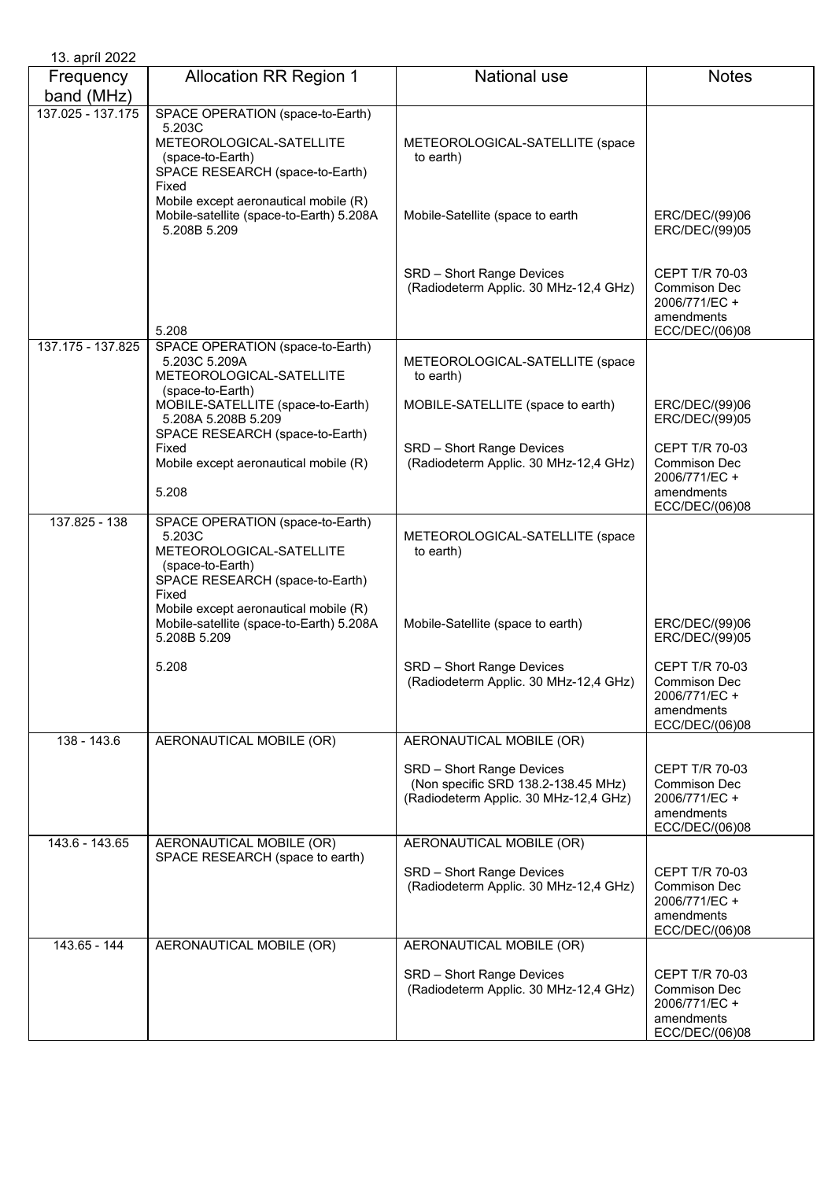13. apríl 2022

| Frequency band (MHz) | Allocation RR Region 1 | National use | Notes |
|---|---|---|---|
| 137.025 - 137.175 | SPACE OPERATION (space-to-Earth) 5.203C<br>METEOROLOGICAL-SATELLITE (space-to-Earth)<br>SPACE RESEARCH (space-to-Earth)<br>Fixed<br>Mobile except aeronautical mobile (R)<br>Mobile-satellite (space-to-Earth) 5.208A 5.208B 5.209<br><br>5.208 | METEOROLOGICAL-SATELLITE (space to earth)<br><br>Mobile-Satellite (space to earth<br><br>SRD – Short Range Devices (Radiodeterm Applic. 30 MHz-12,4 GHz) | ERC/DEC/(99)06<br>ERC/DEC/(99)05<br><br>CEPT T/R 70-03<br>Commison Dec 2006/771/EC + amendments<br>ECC/DEC/(06)08 |
| 137.175 - 137.825 | SPACE OPERATION (space-to-Earth) 5.203C 5.209A<br>METEOROLOGICAL-SATELLITE (space-to-Earth)<br>MOBILE-SATELLITE (space-to-Earth) 5.208A 5.208B 5.209<br>SPACE RESEARCH (space-to-Earth)<br>Fixed<br>Mobile except aeronautical mobile (R)<br><br>5.208 | METEOROLOGICAL-SATELLITE (space to earth)<br><br>MOBILE-SATELLITE (space to earth)<br><br>SRD – Short Range Devices (Radiodeterm Applic. 30 MHz-12,4 GHz) | ERC/DEC/(99)06<br>ERC/DEC/(99)05<br><br>CEPT T/R 70-03<br>Commison Dec 2006/771/EC + amendments<br>ECC/DEC/(06)08 |
| 137.825 - 138 | SPACE OPERATION (space-to-Earth) 5.203C<br>METEOROLOGICAL-SATELLITE (space-to-Earth)<br>SPACE RESEARCH (space-to-Earth)<br>Fixed<br>Mobile except aeronautical mobile (R)<br>Mobile-satellite (space-to-Earth) 5.208A 5.208B 5.209<br><br>5.208 | METEOROLOGICAL-SATELLITE (space to earth)<br><br>Mobile-Satellite (space to earth)<br><br>SRD – Short Range Devices (Radiodeterm Applic. 30 MHz-12,4 GHz) | ERC/DEC/(99)06<br>ERC/DEC/(99)05<br><br>CEPT T/R 70-03<br>Commison Dec 2006/771/EC + amendments<br>ECC/DEC/(06)08 |
| 138 - 143.6 | AERONAUTICAL MOBILE (OR) | AERONAUTICAL MOBILE (OR)<br><br>SRD – Short Range Devices (Non specific SRD 138.2-138.45 MHz) (Radiodeterm Applic. 30 MHz-12,4 GHz) | CEPT T/R 70-03<br>Commison Dec 2006/771/EC + amendments<br>ECC/DEC/(06)08 |
| 143.6 - 143.65 | AERONAUTICAL MOBILE (OR)<br>SPACE RESEARCH (space to earth) | AERONAUTICAL MOBILE (OR)<br><br>SRD – Short Range Devices (Radiodeterm Applic. 30 MHz-12,4 GHz) | CEPT T/R 70-03<br>Commison Dec 2006/771/EC + amendments<br>ECC/DEC/(06)08 |
| 143.65 - 144 | AERONAUTICAL MOBILE (OR) | AERONAUTICAL MOBILE (OR)<br><br>SRD – Short Range Devices (Radiodeterm Applic. 30 MHz-12,4 GHz) | CEPT T/R 70-03<br>Commison Dec 2006/771/EC + amendments<br>ECC/DEC/(06)08 |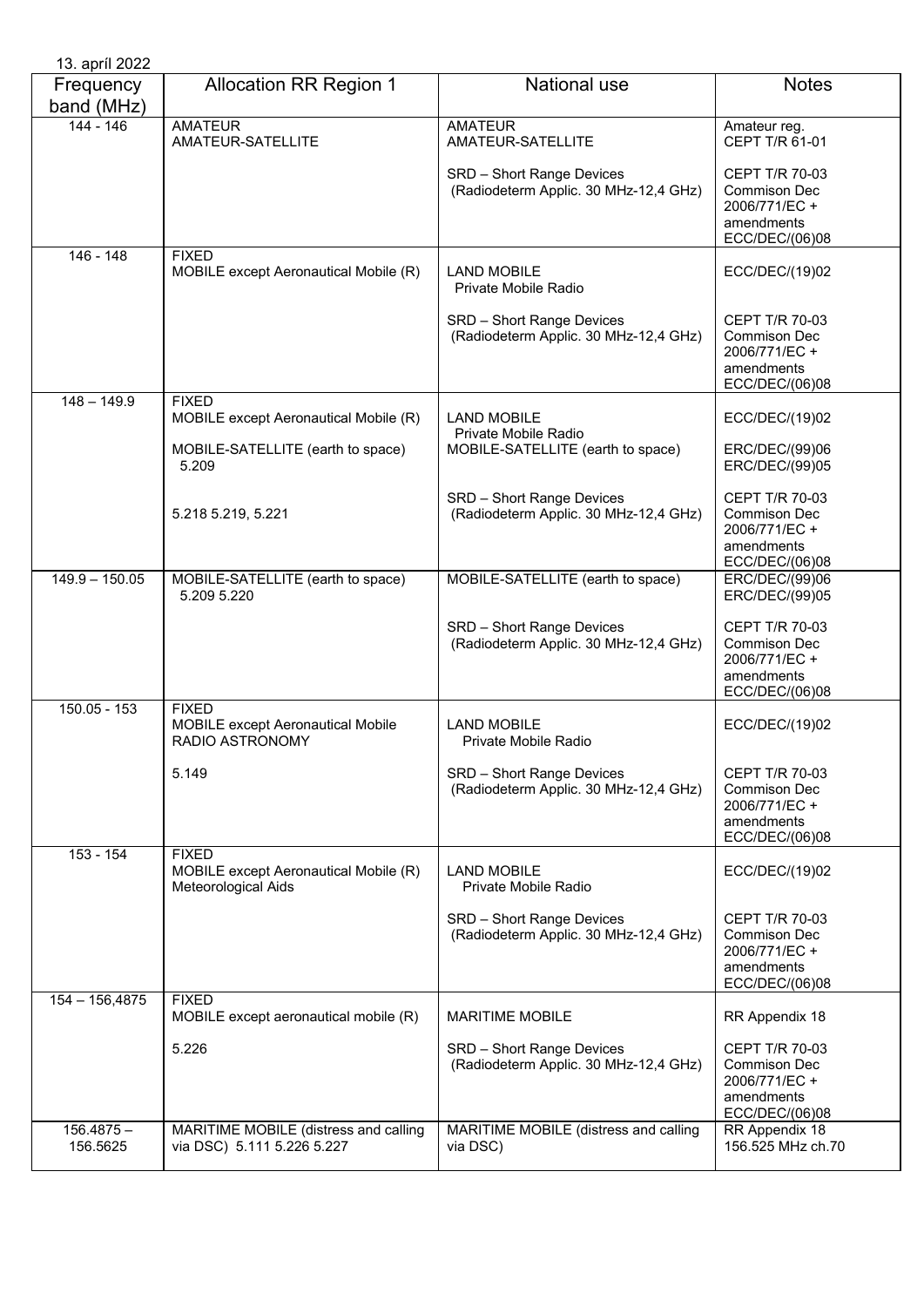13. apríl 2022

| Frequency band (MHz) | Allocation RR Region 1 | National use | Notes |
|---|---|---|---|
| 144 - 146 | AMATEUR<br>AMATEUR-SATELLITE | AMATEUR<br>AMATEUR-SATELLITE<br><br>SRD – Short Range Devices (Radiodeterm Applic. 30 MHz-12,4 GHz) | Amateur reg. CEPT T/R 61-01<br><br>CEPT T/R 70-03 Commison Dec 2006/771/EC + amendments ECC/DEC/(06)08 |
| 146 - 148 | FIXED<br>MOBILE except Aeronautical Mobile (R) | LAND MOBILE<br>Private Mobile Radio<br><br>SRD – Short Range Devices (Radiodeterm Applic. 30 MHz-12,4 GHz) | ECC/DEC/(19)02<br><br>CEPT T/R 70-03 Commison Dec 2006/771/EC + amendments ECC/DEC/(06)08 |
| 148 – 149.9 | FIXED<br>MOBILE except Aeronautical Mobile (R)<br>MOBILE-SATELLITE (earth to space) 5.209<br><br>5.218 5.219, 5.221 | LAND MOBILE<br>Private Mobile Radio<br>MOBILE-SATELLITE (earth to space)<br><br>SRD – Short Range Devices (Radiodeterm Applic. 30 MHz-12,4 GHz) | ECC/DEC/(19)02<br><br>ERC/DEC/(99)06 ERC/DEC/(99)05<br><br>CEPT T/R 70-03 Commison Dec 2006/771/EC + amendments ECC/DEC/(06)08 |
| 149.9 – 150.05 | MOBILE-SATELLITE (earth to space) 5.209 5.220 | MOBILE-SATELLITE (earth to space)<br><br>SRD – Short Range Devices (Radiodeterm Applic. 30 MHz-12,4 GHz) | ERC/DEC/(99)06 ERC/DEC/(99)05<br><br>CEPT T/R 70-03 Commison Dec 2006/771/EC + amendments ECC/DEC/(06)08 |
| 150.05 - 153 | FIXED<br>MOBILE except Aeronautical Mobile<br>RADIO ASTRONOMY<br><br>5.149 | LAND MOBILE<br>Private Mobile Radio<br><br>SRD – Short Range Devices (Radiodeterm Applic. 30 MHz-12,4 GHz) | ECC/DEC/(19)02<br><br>CEPT T/R 70-03 Commison Dec 2006/771/EC + amendments ECC/DEC/(06)08 |
| 153 - 154 | FIXED<br>MOBILE except Aeronautical Mobile (R)<br>Meteorological Aids | LAND MOBILE<br>Private Mobile Radio<br><br>SRD – Short Range Devices (Radiodeterm Applic. 30 MHz-12,4 GHz) | ECC/DEC/(19)02<br><br>CEPT T/R 70-03 Commison Dec 2006/771/EC + amendments ECC/DEC/(06)08 |
| 154 – 156,4875 | FIXED<br>MOBILE except aeronautical mobile (R)<br><br>5.226 | MARITIME MOBILE<br><br>SRD – Short Range Devices (Radiodeterm Applic. 30 MHz-12,4 GHz) | RR Appendix 18<br><br>CEPT T/R 70-03 Commison Dec 2006/771/EC + amendments ECC/DEC/(06)08 |
| 156.4875 – 156.5625 | MARITIME MOBILE (distress and calling via DSC) 5.111 5.226 5.227 | MARITIME MOBILE (distress and calling via DSC) | RR Appendix 18<br>156.525 MHz ch.70 |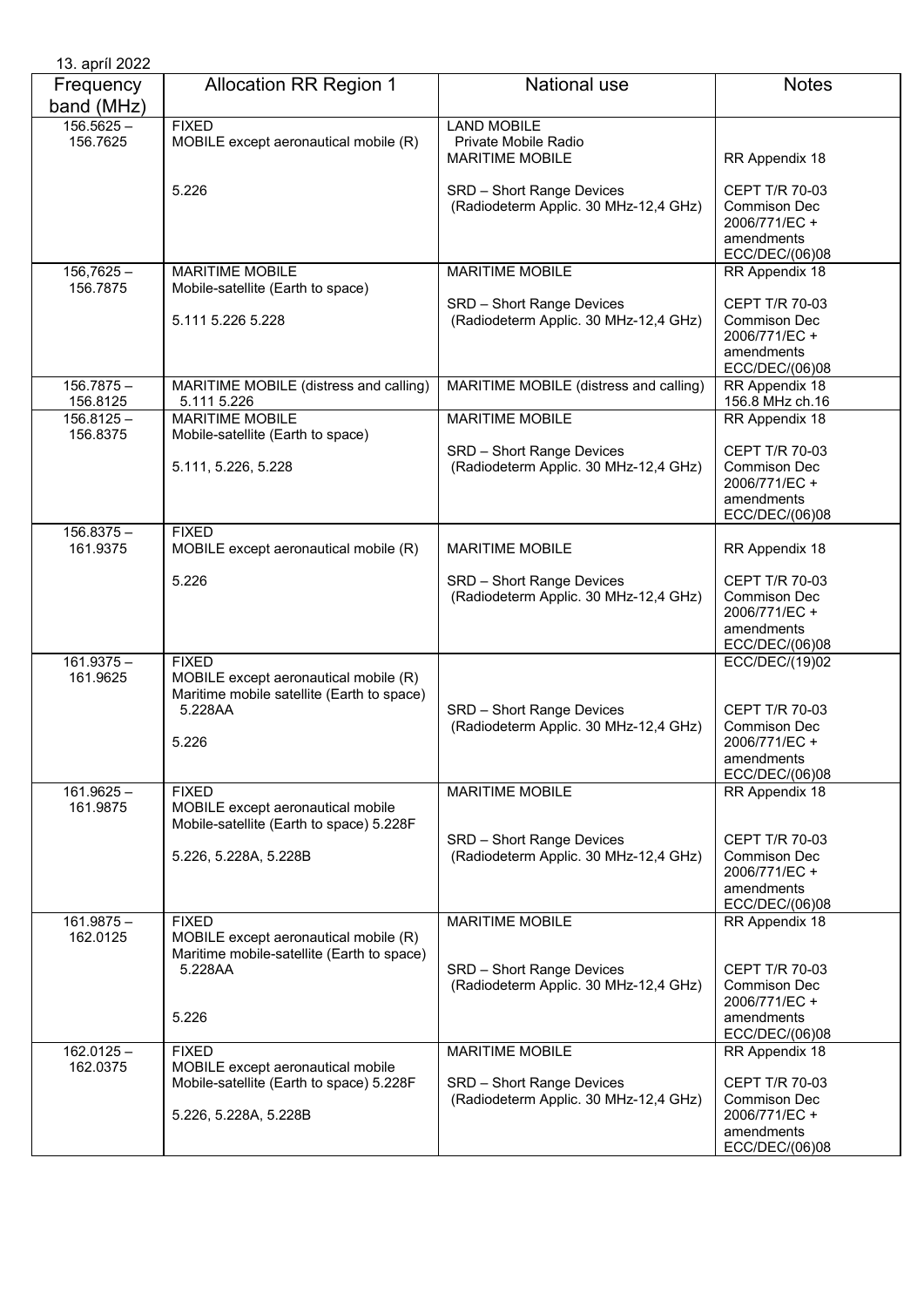13. apríl 2022

| Frequency band (MHz) | Allocation RR Region 1 | National use | Notes |
|---|---|---|---|
| 156.5625 – 156.7625 | FIXED<br>MOBILE except aeronautical mobile (R)<br><br>5.226 | LAND MOBILE<br>Private Mobile Radio<br>MARITIME MOBILE<br><br>SRD – Short Range Devices<br>(Radiodeterm Applic. 30 MHz-12,4 GHz) | RR Appendix 18<br><br>CEPT T/R 70-03<br>Commison Dec 2006/771/EC + amendments<br>ECC/DEC/(06)08 |
| 156,7625 – 156.7875 | MARITIME MOBILE<br>Mobile-satellite (Earth to space)<br><br>5.111 5.226 5.228 | MARITIME MOBILE<br><br>SRD – Short Range Devices<br>(Radiodeterm Applic. 30 MHz-12,4 GHz) | RR Appendix 18<br><br>CEPT T/R 70-03<br>Commison Dec 2006/771/EC + amendments<br>ECC/DEC/(06)08 |
| 156.7875 – 156.8125 | MARITIME MOBILE (distress and calling)<br>5.111 5.226 | MARITIME MOBILE (distress and calling) | RR Appendix 18<br>156.8 MHz ch.16 |
| 156.8125 – 156.8375 | MARITIME MOBILE<br>Mobile-satellite (Earth to space)<br><br>5.111, 5.226, 5.228 | MARITIME MOBILE<br><br>SRD – Short Range Devices<br>(Radiodeterm Applic. 30 MHz-12,4 GHz) | RR Appendix 18<br><br>CEPT T/R 70-03<br>Commison Dec 2006/771/EC + amendments<br>ECC/DEC/(06)08 |
| 156.8375 – 161.9375 | FIXED<br>MOBILE except aeronautical mobile (R)<br><br>5.226 | MARITIME MOBILE<br><br>SRD – Short Range Devices<br>(Radiodeterm Applic. 30 MHz-12,4 GHz) | RR Appendix 18<br><br>CEPT T/R 70-03<br>Commison Dec 2006/771/EC + amendments<br>ECC/DEC/(06)08 |
| 161.9375 – 161.9625 | FIXED<br>MOBILE except aeronautical mobile (R)<br>Maritime mobile satellite (Earth to space)<br>5.228AA<br><br>5.226 | SRD – Short Range Devices<br>(Radiodeterm Applic. 30 MHz-12,4 GHz) | ECC/DEC/(19)02<br><br>CEPT T/R 70-03<br>Commison Dec 2006/771/EC + amendments<br>ECC/DEC/(06)08 |
| 161.9625 – 161.9875 | FIXED<br>MOBILE except aeronautical mobile<br>Mobile-satellite (Earth to space) 5.228F<br><br>5.226, 5.228A, 5.228B | MARITIME MOBILE<br><br>SRD – Short Range Devices<br>(Radiodeterm Applic. 30 MHz-12,4 GHz) | RR Appendix 18<br><br>CEPT T/R 70-03<br>Commison Dec 2006/771/EC + amendments<br>ECC/DEC/(06)08 |
| 161.9875 – 162.0125 | FIXED<br>MOBILE except aeronautical mobile (R)<br>Maritime mobile-satellite (Earth to space)<br>5.228AA<br><br>5.226 | MARITIME MOBILE<br><br>SRD – Short Range Devices<br>(Radiodeterm Applic. 30 MHz-12,4 GHz) | RR Appendix 18<br><br>CEPT T/R 70-03<br>Commison Dec 2006/771/EC + amendments<br>ECC/DEC/(06)08 |
| 162.0125 – 162.0375 | FIXED<br>MOBILE except aeronautical mobile<br>Mobile-satellite (Earth to space) 5.228F<br><br>5.226, 5.228A, 5.228B | MARITIME MOBILE<br><br>SRD – Short Range Devices<br>(Radiodeterm Applic. 30 MHz-12,4 GHz) | RR Appendix 18<br><br>CEPT T/R 70-03<br>Commison Dec 2006/771/EC + amendments<br>ECC/DEC/(06)08 |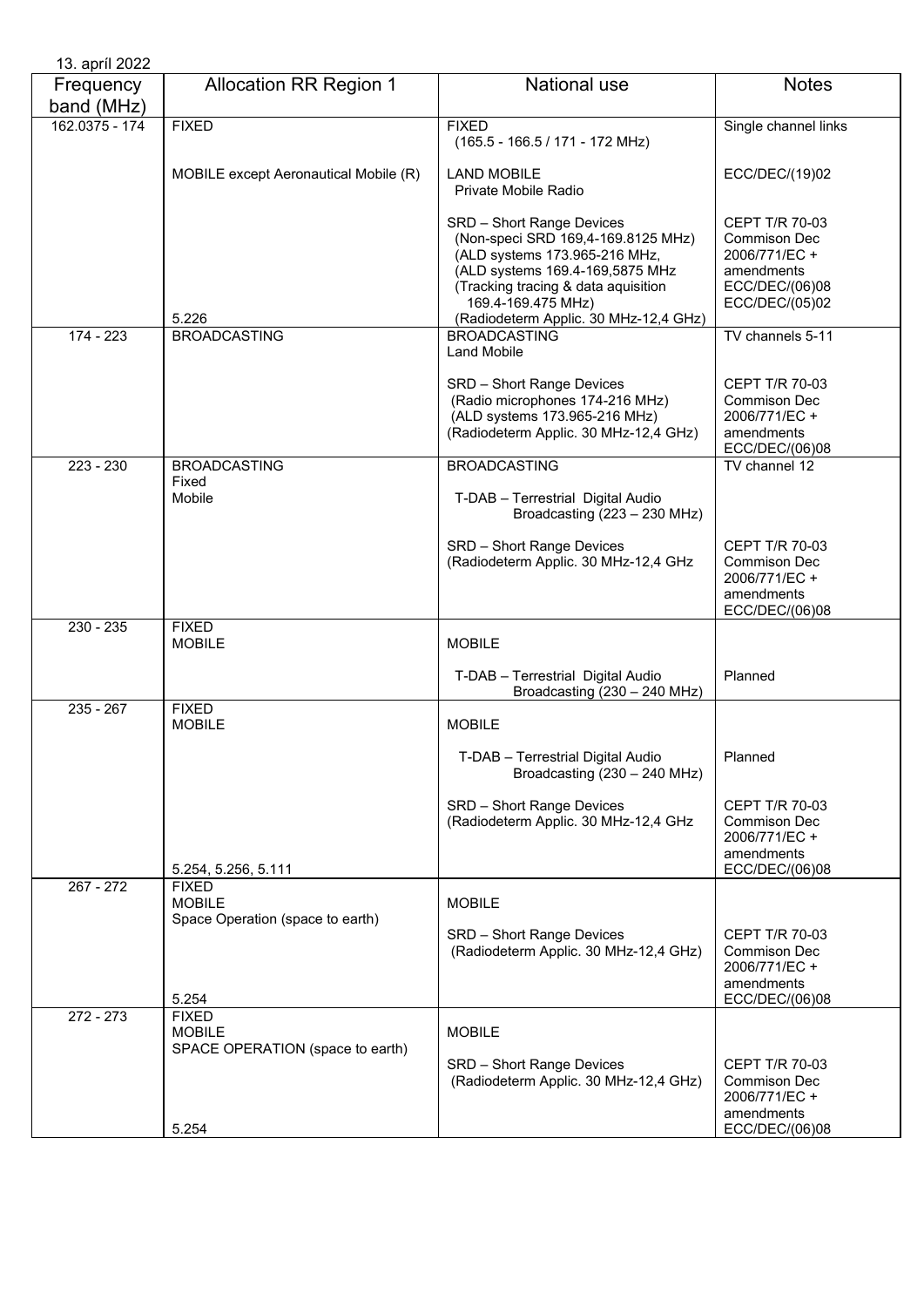13. apríl 2022

| Frequency band (MHz) | Allocation RR Region 1 | National use | Notes |
|---|---|---|---|
| 162.0375 - 174 | FIXED<br><br>MOBILE except Aeronautical Mobile (R)<br><br>5.226 | FIXED<br>(165.5 - 166.5 / 171 - 172 MHz)<br><br>LAND MOBILE<br>Private Mobile Radio<br><br>SRD – Short Range Devices<br>(Non-speci SRD 169,4-169.8125 MHz)<br>(ALD systems 173.965-216 MHz,<br>(ALD systems 169.4-169,5875 MHz<br>(Tracking tracing & data aquisition 169.4-169.475 MHz)<br>(Radiodeterm Applic. 30 MHz-12,4 GHz) | Single channel links<br><br>ECC/DEC/(19)02<br><br>CEPT T/R 70-03<br>Commison Dec 2006/771/EC + amendments<br>ECC/DEC/(06)08<br>ECC/DEC/(05)02 |
| 174 - 223 | BROADCASTING | BROADCASTING<br>Land Mobile<br><br>SRD – Short Range Devices<br>(Radio microphones 174-216 MHz)<br>(ALD systems 173.965-216 MHz)<br>(Radiodeterm Applic. 30 MHz-12,4 GHz) | TV channels 5-11<br><br>CEPT T/R 70-03<br>Commison Dec 2006/771/EC + amendments<br>ECC/DEC/(06)08 |
| 223 - 230 | BROADCASTING<br>Fixed<br>Mobile | BROADCASTING<br><br>T-DAB – Terrestrial Digital Audio Broadcasting (223 – 230 MHz)<br><br>SRD – Short Range Devices<br>(Radiodeterm Applic. 30 MHz-12,4 GHz | TV channel 12<br><br>CEPT T/R 70-03<br>Commison Dec 2006/771/EC + amendments<br>ECC/DEC/(06)08 |
| 230 - 235 | FIXED<br>MOBILE | MOBILE<br><br>T-DAB – Terrestrial Digital Audio Broadcasting (230 – 240 MHz) | Planned |
| 235 - 267 | FIXED<br>MOBILE<br><br>5.254, 5.256, 5.111 | MOBILE<br><br>T-DAB – Terrestrial Digital Audio Broadcasting (230 – 240 MHz)<br><br>SRD – Short Range Devices<br>(Radiodeterm Applic. 30 MHz-12,4 GHz | Planned<br><br>CEPT T/R 70-03<br>Commison Dec 2006/771/EC + amendments<br>ECC/DEC/(06)08 |
| 267 - 272 | FIXED<br>MOBILE<br>Space Operation (space to earth)<br><br>5.254 | MOBILE<br><br>SRD – Short Range Devices<br>(Radiodeterm Applic. 30 MHz-12,4 GHz) | CEPT T/R 70-03<br>Commison Dec 2006/771/EC + amendments<br>ECC/DEC/(06)08 |
| 272 - 273 | FIXED<br>MOBILE<br>SPACE OPERATION (space to earth)<br><br>5.254 | MOBILE<br><br>SRD – Short Range Devices<br>(Radiodeterm Applic. 30 MHz-12,4 GHz) | CEPT T/R 70-03<br>Commison Dec 2006/771/EC + amendments<br>ECC/DEC/(06)08 |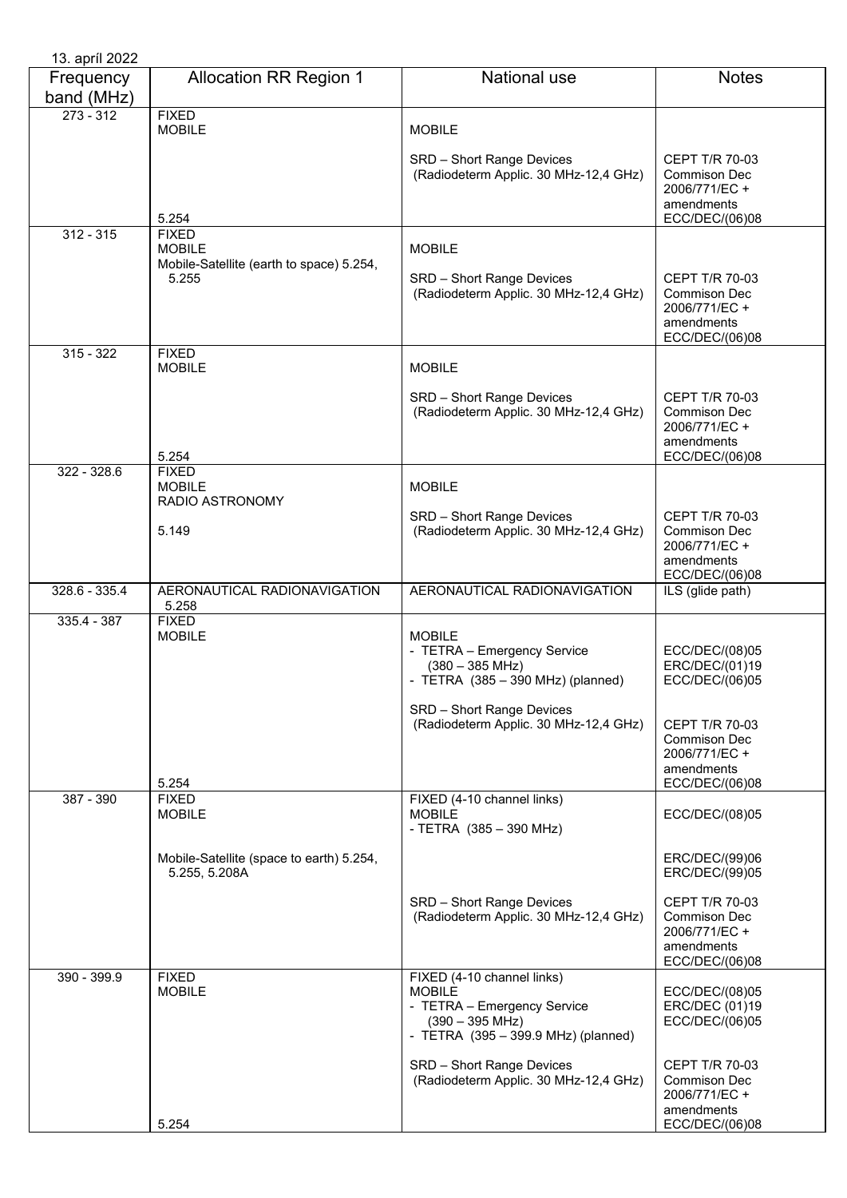13. apríl 2022

| Frequency band (MHz) | Allocation RR Region 1 | National use | Notes |
|---|---|---|---|
| 273 - 312 | FIXED<br>MOBILE<br><br>5.254 | MOBILE<br><br>SRD – Short Range Devices (Radiodeterm Applic. 30 MHz-12,4 GHz) | <br><br>CEPT T/R 70-03<br>Commison Dec 2006/771/EC + amendments<br>ECC/DEC/(06)08 |
| 312 - 315 | FIXED<br>MOBILE<br>Mobile-Satellite (earth to space) 5.254, 5.255 | MOBILE<br><br>SRD – Short Range Devices (Radiodeterm Applic. 30 MHz-12,4 GHz) | <br><br>CEPT T/R 70-03<br>Commison Dec 2006/771/EC + amendments<br>ECC/DEC/(06)08 |
| 315 - 322 | FIXED<br>MOBILE<br><br>5.254 | MOBILE<br><br>SRD – Short Range Devices (Radiodeterm Applic. 30 MHz-12,4 GHz) | <br><br>CEPT T/R 70-03<br>Commison Dec 2006/771/EC + amendments<br>ECC/DEC/(06)08 |
| 322 - 328.6 | FIXED<br>MOBILE<br>RADIO ASTRONOMY<br><br>5.149 | MOBILE<br><br>SRD – Short Range Devices (Radiodeterm Applic. 30 MHz-12,4 GHz) | <br><br>CEPT T/R 70-03<br>Commison Dec 2006/771/EC + amendments<br>ECC/DEC/(06)08 |
| 328.6 - 335.4 | AERONAUTICAL RADIONAVIGATION 5.258 | AERONAUTICAL RADIONAVIGATION | ILS (glide path) |
| 335.4 - 387 | FIXED<br>MOBILE<br><br>5.254 | MOBILE<br>- TETRA – Emergency Service (380 – 385 MHz)<br>- TETRA (385 – 390 MHz) (planned)<br><br>SRD – Short Range Devices (Radiodeterm Applic. 30 MHz-12,4 GHz) | <br>ECC/DEC/(08)05<br>ERC/DEC/(01)19<br>ECC/DEC/(06)05<br><br>CEPT T/R 70-03<br>Commison Dec 2006/771/EC + amendments<br>ECC/DEC/(06)08 |
| 387 - 390 | FIXED<br>MOBILE<br><br>Mobile-Satellite (space to earth) 5.254, 5.255, 5.208A | FIXED (4-10 channel links)<br>MOBILE<br>- TETRA (385 – 390 MHz)<br><br>SRD – Short Range Devices (Radiodeterm Applic. 30 MHz-12,4 GHz) | ECC/DEC/(08)05<br><br>ERC/DEC/(99)06<br>ERC/DEC/(99)05<br><br>CEPT T/R 70-03<br>Commison Dec 2006/771/EC + amendments<br>ECC/DEC/(06)08 |
| 390 - 399.9 | FIXED<br>MOBILE<br><br>5.254 | FIXED (4-10 channel links)<br>MOBILE<br>- TETRA – Emergency Service (390 – 395 MHz)<br>- TETRA (395 – 399.9 MHz) (planned)<br><br>SRD – Short Range Devices (Radiodeterm Applic. 30 MHz-12,4 GHz) | <br>ECC/DEC/(08)05<br>ERC/DEC (01)19<br>ECC/DEC/(06)05<br><br>CEPT T/R 70-03<br>Commison Dec 2006/771/EC + amendments<br>ECC/DEC/(06)08 |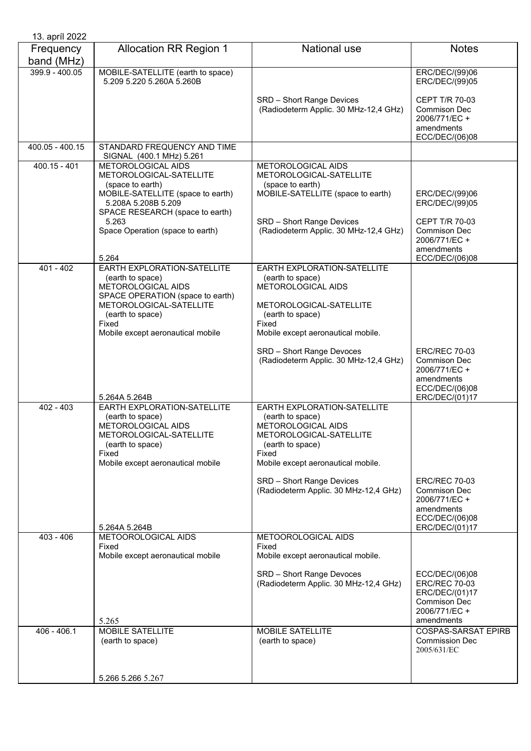13. apríl 2022

| Frequency band (MHz) | Allocation RR Region 1 | National use | Notes |
|---|---|---|---|
| 399.9 - 400.05 | MOBILE-SATELLITE (earth to space) 5.209 5.220 5.260A 5.260B | SRD – Short Range Devices (Radiodeterm Applic. 30 MHz-12,4 GHz) | ERC/DEC/(99)06 ERC/DEC/(99)05 CEPT T/R 70-03 Commison Dec 2006/771/EC + amendments ECC/DEC/(06)08 |
| 400.05 - 400.15 | STANDARD FREQUENCY AND TIME SIGNAL (400.1 MHz) 5.261 | | |
| 400.15 - 401 | METOROLOGICAL AIDS METOROLOGICAL-SATELLITE (space to earth) MOBILE-SATELLITE (space to earth) 5.208A 5.208B 5.209 SPACE RESEARCH (space to earth) 5.263 Space Operation (space to earth) 5.264 | METOROLOGICAL AIDS METOROLOGICAL-SATELLITE (space to earth) MOBILE-SATELLITE (space to earth) SRD – Short Range Devices (Radiodeterm Applic. 30 MHz-12,4 GHz) | ERC/DEC/(99)06 ERC/DEC/(99)05 CEPT T/R 70-03 Commison Dec 2006/771/EC + amendments ECC/DEC/(06)08 |
| 401 - 402 | EARTH EXPLORATION-SATELLITE (earth to space) METOROLOGICAL AIDS SPACE OPERATION (space to earth) METOROLOGICAL-SATELLITE (earth to space) Fixed Mobile except aeronautical mobile 5.264A 5.264B | EARTH EXPLORATION-SATELLITE (earth to space) METOROLOGICAL AIDS METOROLOGICAL-SATELLITE (earth to space) Fixed Mobile except aeronautical mobile. SRD – Short Range Devoces (Radiodeterm Applic. 30 MHz-12,4 GHz) | ERC/REC 70-03 Commison Dec 2006/771/EC + amendments ECC/DEC/(06)08 ERC/DEC/(01)17 |
| 402 - 403 | EARTH EXPLORATION-SATELLITE (earth to space) METOROLOGICAL AIDS METOROLOGICAL-SATELLITE (earth to space) Fixed Mobile except aeronautical mobile 5.264A 5.264B | EARTH EXPLORATION-SATELLITE (earth to space) METOROLOGICAL AIDS METOROLOGICAL-SATELLITE (earth to space) Fixed Mobile except aeronautical mobile. SRD – Short Range Devices (Radiodeterm Applic. 30 MHz-12,4 GHz) | ERC/REC 70-03 Commison Dec 2006/771/EC + amendments ECC/DEC/(06)08 ERC/DEC/(01)17 |
| 403 - 406 | METOOROLOGICAL AIDS Fixed Mobile except aeronautical mobile 5.265 | METOOROLOGICAL AIDS Fixed Mobile except aeronautical mobile. SRD – Short Range Devoces (Radiodeterm Applic. 30 MHz-12,4 GHz) | ECC/DEC/(06)08 ERC/REC 70-03 ERC/DEC/(01)17 Commison Dec 2006/771/EC + amendments |
| 406 - 406.1 | MOBILE SATELLITE (earth to space) 5.266 5.266 5.267 | MOBILE SATELLITE (earth to space) | COSPAS-SARSAT EPIRB Commission Dec 2005/631/EC |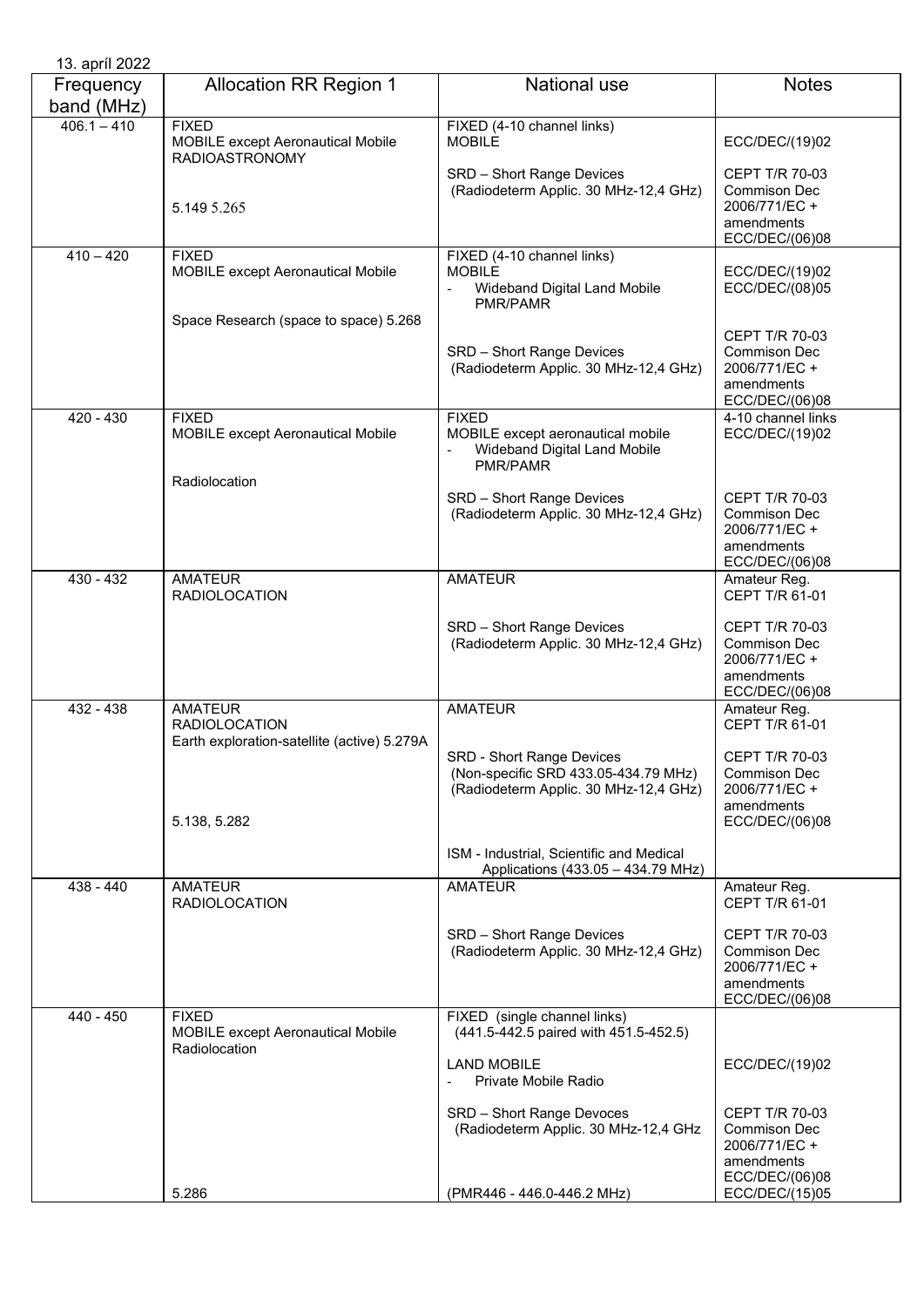13. apríl 2022

| Frequency band (MHz) | Allocation RR Region 1 | National use | Notes |
|---|---|---|---|
| 406.1 – 410 | FIXED<br>MOBILE except Aeronautical Mobile<br>RADIOASTRONOMY<br><br>5.149 5.265 | FIXED (4-10 channel links)<br>MOBILE<br><br>SRD – Short Range Devices<br>(Radiodeterm Applic. 30 MHz-12,4 GHz) | <br>ECC/DEC/(19)02<br><br>CEPT T/R 70-03<br>Commison Dec 2006/771/EC + amendments<br>ECC/DEC/(06)08 |
| 410 – 420 | FIXED<br>MOBILE except Aeronautical Mobile<br><br>Space Research (space to space) 5.268 | FIXED (4-10 channel links)<br>MOBILE<br>- Wideband Digital Land Mobile PMR/PAMR<br><br>SRD – Short Range Devices<br>(Radiodeterm Applic. 30 MHz-12,4 GHz) | <br>ECC/DEC/(19)02<br>ECC/DEC/(08)05<br><br>CEPT T/R 70-03<br>Commison Dec 2006/771/EC + amendments<br>ECC/DEC/(06)08 |
| 420 - 430 | FIXED<br>MOBILE except Aeronautical Mobile<br><br>Radiolocation | FIXED<br>MOBILE except aeronautical mobile<br>- Wideband Digital Land Mobile PMR/PAMR<br><br>SRD – Short Range Devices<br>(Radiodeterm Applic. 30 MHz-12,4 GHz) | 4-10 channel links<br>ECC/DEC/(19)02<br><br>CEPT T/R 70-03<br>Commison Dec 2006/771/EC + amendments<br>ECC/DEC/(06)08 |
| 430 - 432 | AMATEUR<br>RADIOLOCATION | AMATEUR<br><br>SRD – Short Range Devices<br>(Radiodeterm Applic. 30 MHz-12,4 GHz) | Amateur Reg.<br>CEPT T/R 61-01<br><br>CEPT T/R 70-03<br>Commison Dec 2006/771/EC + amendments<br>ECC/DEC/(06)08 |
| 432 - 438 | AMATEUR<br>RADIOLOCATION<br>Earth exploration-satellite (active) 5.279A<br><br>5.138, 5.282 | AMATEUR<br><br>SRD - Short Range Devices<br>(Non-specific SRD 433.05-434.79 MHz)<br>(Radiodeterm Applic. 30 MHz-12,4 GHz)<br><br>ISM - Industrial, Scientific and Medical Applications (433.05 – 434.79 MHz) | Amateur Reg.<br>CEPT T/R 61-01<br><br>CEPT T/R 70-03<br>Commison Dec 2006/771/EC + amendments<br>ECC/DEC/(06)08 |
| 438 - 440 | AMATEUR<br>RADIOLOCATION | AMATEUR<br><br>SRD – Short Range Devices<br>(Radiodeterm Applic. 30 MHz-12,4 GHz) | Amateur Reg.<br>CEPT T/R 61-01<br><br>CEPT T/R 70-03<br>Commison Dec 2006/771/EC + amendments<br>ECC/DEC/(06)08 |
| 440 - 450 | FIXED<br>MOBILE except Aeronautical Mobile<br>Radiolocation<br><br>5.286 | FIXED (single channel links)<br>(441.5-442.5 paired with 451.5-452.5)<br><br>LAND MOBILE<br>- Private Mobile Radio<br><br>SRD – Short Range Devoces<br>(Radiodeterm Applic. 30 MHz-12,4 GHz<br><br>(PMR446 - 446.0-446.2 MHz) | <br><br>ECC/DEC/(19)02<br><br>CEPT T/R 70-03<br>Commison Dec 2006/771/EC + amendments<br>ECC/DEC/(06)08<br>ECC/DEC/(15)05 |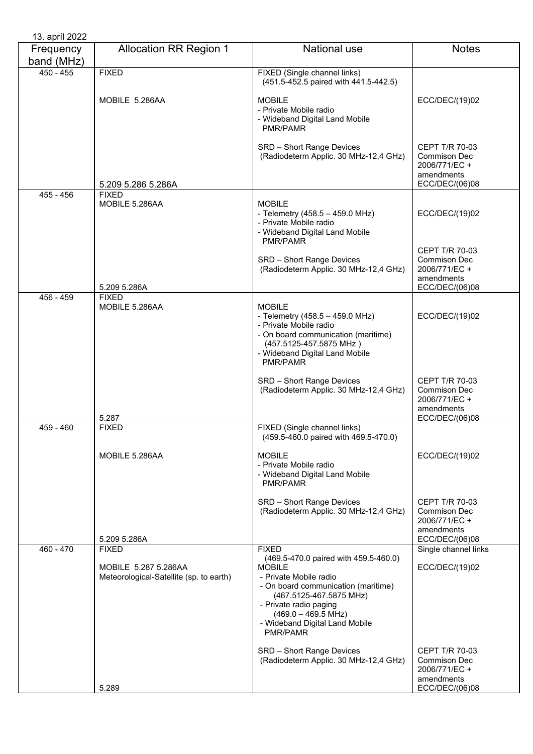13. apríl 2022

| Frequency band (MHz) | Allocation RR Region 1 | National use | Notes |
|---|---|---|---|
| 450 - 455 | FIXED<br><br>MOBILE 5.286AA<br><br>5.209 5.286 5.286A | FIXED (Single channel links)<br>(451.5-452.5 paired with 441.5-442.5)<br><br>MOBILE<br>- Private Mobile radio<br>- Wideband Digital Land Mobile PMR/PAMR<br><br>SRD – Short Range Devices<br>(Radiodeterm Applic. 30 MHz-12,4 GHz) | <br><br>ECC/DEC/(19)02<br><br>CEPT T/R 70-03<br>Commison Dec 2006/771/EC + amendments<br>ECC/DEC/(06)08 |
| 455 - 456 | FIXED<br>MOBILE 5.286AA<br><br>5.209 5.286A | MOBILE<br>- Telemetry (458.5 – 459.0 MHz)<br>- Private Mobile radio<br>- Wideband Digital Land Mobile PMR/PAMR<br><br>SRD – Short Range Devices<br>(Radiodeterm Applic. 30 MHz-12,4 GHz) | ECC/DEC/(19)02<br><br>CEPT T/R 70-03<br>Commison Dec 2006/771/EC + amendments<br>ECC/DEC/(06)08 |
| 456 - 459 | FIXED<br>MOBILE 5.286AA<br><br>5.287 | MOBILE<br>- Telemetry (458.5 – 459.0 MHz)<br>- Private Mobile radio<br>- On board communication (maritime)<br>(457.5125-457.5875 MHz )<br>- Wideband Digital Land Mobile PMR/PAMR<br><br>SRD – Short Range Devices<br>(Radiodeterm Applic. 30 MHz-12,4 GHz) | ECC/DEC/(19)02<br><br>CEPT T/R 70-03<br>Commison Dec 2006/771/EC + amendments<br>ECC/DEC/(06)08 |
| 459 - 460 | FIXED<br><br>MOBILE 5.286AA<br><br>5.209 5.286A | FIXED (Single channel links)<br>(459.5-460.0 paired with 469.5-470.0)<br><br>MOBILE<br>- Private Mobile radio<br>- Wideband Digital Land Mobile PMR/PAMR<br><br>SRD – Short Range Devices<br>(Radiodeterm Applic. 30 MHz-12,4 GHz) | <br><br>ECC/DEC/(19)02<br><br>CEPT T/R 70-03<br>Commison Dec 2006/771/EC + amendments<br>ECC/DEC/(06)08 |
| 460 - 470 | FIXED<br><br>MOBILE 5.287 5.286AA<br>Meteorological-Satellite (sp. to earth)<br><br>5.289 | FIXED<br>(469.5-470.0 paired with 459.5-460.0)<br>MOBILE<br>- Private Mobile radio<br>- On board communication (maritime)<br>(467.5125-467.5875 MHz)<br>- Private radio paging<br>(469.0 – 469.5 MHz)<br>- Wideband Digital Land Mobile PMR/PAMR<br><br>SRD – Short Range Devices<br>(Radiodeterm Applic. 30 MHz-12,4 GHz) | Single channel links<br><br>ECC/DEC/(19)02<br><br>CEPT T/R 70-03<br>Commison Dec 2006/771/EC + amendments<br>ECC/DEC/(06)08 |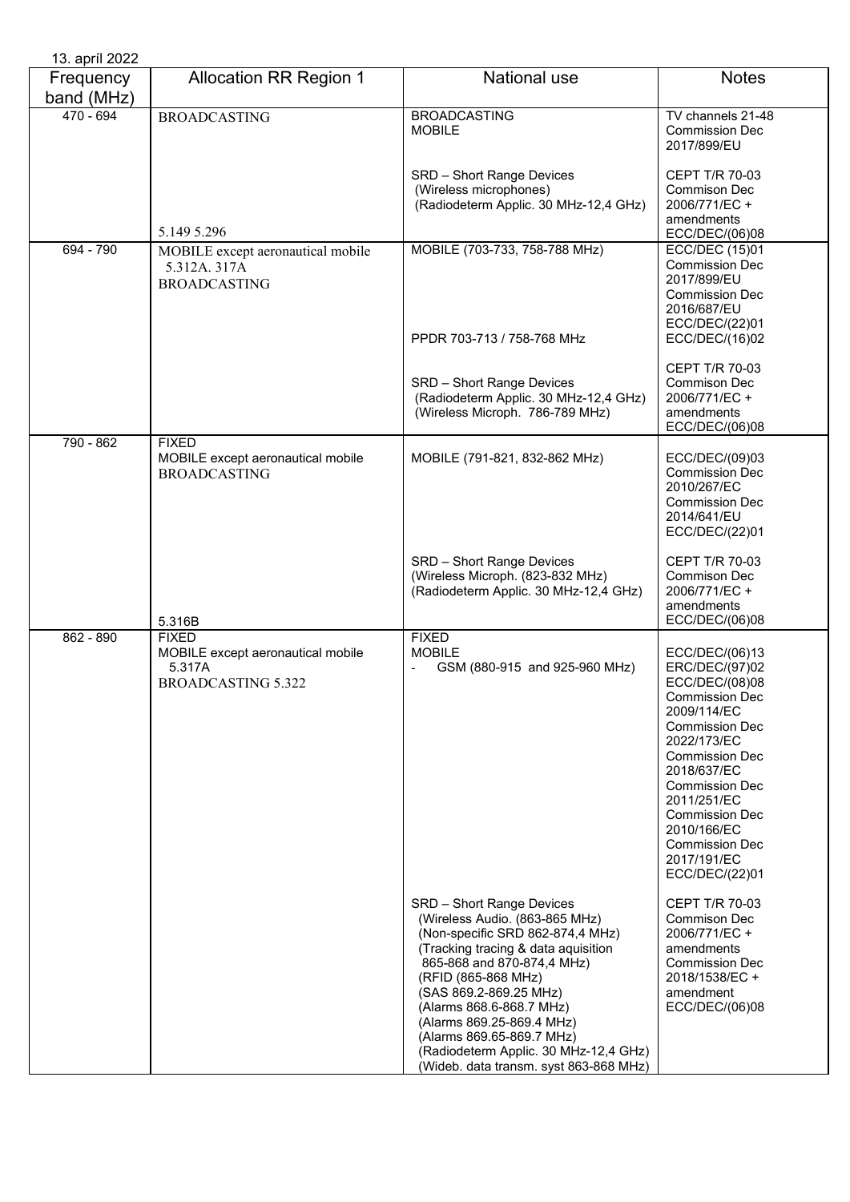13. apríl 2022

| Frequency band (MHz) | Allocation RR Region 1 | National use | Notes |
|---|---|---|---|
| 470 - 694 | BROADCASTING<br><br>5.149 5.296 | BROADCASTING<br>MOBILE | TV channels 21-48<br>Commission Dec 2017/899/EU |
| | | SRD – Short Range Devices<br>(Wireless microphones)<br>(Radiodeterm Applic. 30 MHz-12,4 GHz) | CEPT T/R 70-03<br>Commison Dec 2006/771/EC + amendments<br>ECC/DEC/(06)08 |
| 694 - 790 | MOBILE except aeronautical mobile 5.312A. 317A<br>BROADCASTING | MOBILE (703-733, 758-788 MHz) | ECC/DEC (15)01<br>Commission Dec 2017/899/EU<br>Commission Dec 2016/687/EU<br>ECC/DEC/(22)01 |
| | | PPDR 703-713 / 758-768 MHz | ECC/DEC/(16)02 |
| | | SRD – Short Range Devices<br>(Radiodeterm Applic. 30 MHz-12,4 GHz)<br>(Wireless Microph. 786-789 MHz) | CEPT T/R 70-03<br>Commison Dec 2006/771/EC + amendments<br>ECC/DEC/(06)08 |
| 790 - 862 | FIXED<br>MOBILE except aeronautical mobile<br>BROADCASTING<br><br>5.316B | MOBILE (791-821, 832-862 MHz) | ECC/DEC/(09)03<br>Commission Dec 2010/267/EC<br>Commission Dec 2014/641/EU<br>ECC/DEC/(22)01 |
| | | SRD – Short Range Devices<br>(Wireless Microph. (823-832 MHz)<br>(Radiodeterm Applic. 30 MHz-12,4 GHz) | CEPT T/R 70-03<br>Commison Dec 2006/771/EC + amendments<br>ECC/DEC/(06)08 |
| 862 - 890 | FIXED<br>MOBILE except aeronautical mobile 5.317A<br>BROADCASTING 5.322 | FIXED<br>MOBILE<br>- GSM (880-915 and 925-960 MHz) | ECC/DEC/(06)13<br>ERC/DEC/(97)02<br>ECC/DEC/(08)08<br>Commission Dec 2009/114/EC<br>Commission Dec 2022/173/EC<br>Commission Dec 2018/637/EC<br>Commission Dec 2011/251/EC<br>Commission Dec 2010/166/EC<br>Commission Dec 2017/191/EC<br>ECC/DEC/(22)01 |
| | | SRD – Short Range Devices<br>(Wireless Audio. (863-865 MHz)<br>(Non-specific SRD 862-874,4 MHz)<br>(Tracking tracing & data aquisition 865-868 and 870-874,4 MHz)<br>(RFID (865-868 MHz)<br>(SAS 869.2-869.25 MHz)<br>(Alarms 868.6-868.7 MHz)<br>(Alarms 869.25-869.4 MHz)<br>(Alarms 869.65-869.7 MHz)<br>(Radiodeterm Applic. 30 MHz-12,4 GHz)<br>(Wideb. data transm. syst 863-868 MHz) | CEPT T/R 70-03<br>Commison Dec 2006/771/EC + amendments<br>Commission Dec 2018/1538/EC + amendment<br>ECC/DEC/(06)08 |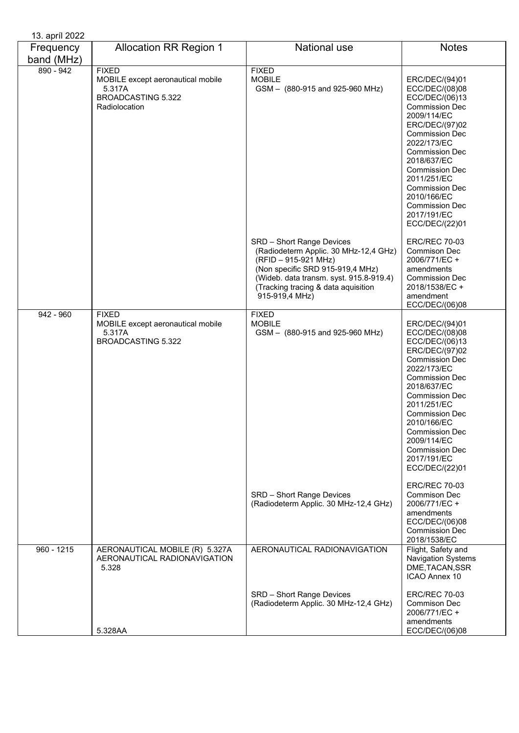13. apríl 2022

| Frequency band (MHz) | Allocation RR Region 1 | National use | Notes |
| --- | --- | --- | --- |
| 890 - 942 | FIXED<br>MOBILE except aeronautical mobile 5.317A<br>BROADCASTING 5.322<br>Radiolocation | FIXED<br>MOBILE<br>GSM – (880-915 and 925-960 MHz) | ERC/DEC/(94)01<br>ECC/DEC/(08)08<br>ECC/DEC/(06)13<br>Commission Dec 2009/114/EC<br>ERC/DEC/(97)02<br>Commission Dec 2022/173/EC<br>Commission Dec 2018/637/EC<br>Commission Dec 2011/251/EC<br>Commission Dec 2010/166/EC<br>Commission Dec 2017/191/EC<br>ECC/DEC/(22)01 |
| | | SRD – Short Range Devices<br>(Radiodeterm Applic. 30 MHz-12,4 GHz)<br>(RFID – 915-921 MHz)<br>(Non specific SRD 915-919,4 MHz)<br>(Wideb. data transm. syst. 915.8-919.4)<br>(Tracking tracing & data aquisition 915-919,4 MHz) | ERC/REC 70-03<br>Commison Dec 2006/771/EC + amendments<br>Commission Dec 2018/1538/EC + amendment<br>ECC/DEC/(06)08 |
| 942 - 960 | FIXED<br>MOBILE except aeronautical mobile 5.317A<br>BROADCASTING 5.322 | FIXED<br>MOBILE<br>GSM – (880-915 and 925-960 MHz) | ERC/DEC/(94)01<br>ECC/DEC/(08)08<br>ECC/DEC/(06)13<br>ERC/DEC/(97)02<br>Commission Dec 2022/173/EC<br>Commission Dec 2018/637/EC<br>Commission Dec 2011/251/EC<br>Commission Dec 2010/166/EC<br>Commission Dec 2009/114/EC<br>Commission Dec 2017/191/EC<br>ECC/DEC/(22)01 |
| | | SRD – Short Range Devices<br>(Radiodeterm Applic. 30 MHz-12,4 GHz) | ERC/REC 70-03<br>Commison Dec 2006/771/EC + amendments<br>ECC/DEC/(06)08<br>Commission Dec 2018/1538/EC |
| 960 - 1215 | AERONAUTICAL MOBILE (R) 5.327A<br>AERONAUTICAL RADIONAVIGATION 5.328 | AERONAUTICAL RADIONAVIGATION | Flight, Safety and Navigation Systems<br>DME,TACAN,SSR<br>ICAO Annex 10 |
| | 5.328AA | SRD – Short Range Devices<br>(Radiodeterm Applic. 30 MHz-12,4 GHz) | ERC/REC 70-03<br>Commison Dec 2006/771/EC + amendments<br>ECC/DEC/(06)08 |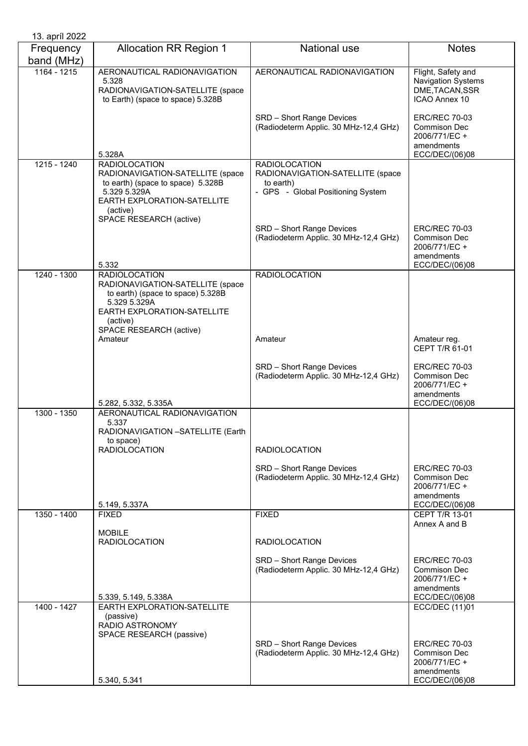13. apríl 2022

| Frequency band (MHz) | Allocation RR Region 1 | National use | Notes |
|---|---|---|---|
| 1164 - 1215 | AERONAUTICAL RADIONAVIGATION 5.328<br>RADIONAVIGATION-SATELLITE (space to Earth) (space to space) 5.328B<br><br>5.328A | AERONAUTICAL RADIONAVIGATION<br><br>SRD – Short Range Devices (Radiodeterm Applic. 30 MHz-12,4 GHz) | Flight, Safety and Navigation Systems DME,TACAN,SSR ICAO Annex 10<br><br>ERC/REC 70-03 Commison Dec 2006/771/EC + amendments ECC/DEC/(06)08 |
| 1215 - 1240 | RADIOLOCATION<br>RADIONAVIGATION-SATELLITE (space to earth) (space to space) 5.328B 5.329 5.329A<br>EARTH EXPLORATION-SATELLITE (active)<br>SPACE RESEARCH (active)<br><br>5.332 | RADIOLOCATION<br>RADIONAVIGATION-SATELLITE (space to earth)<br>- GPS - Global Positioning System<br><br>SRD – Short Range Devices (Radiodeterm Applic. 30 MHz-12,4 GHz) | ERC/REC 70-03 Commison Dec 2006/771/EC + amendments ECC/DEC/(06)08 |
| 1240 - 1300 | RADIOLOCATION<br>RADIONAVIGATION-SATELLITE (space to earth) (space to space) 5.328B 5.329 5.329A<br>EARTH EXPLORATION-SATELLITE (active)<br>SPACE RESEARCH (active)<br>Amateur<br><br>5.282, 5.332, 5.335A | RADIOLOCATION<br><br>Amateur<br><br>SRD – Short Range Devices (Radiodeterm Applic. 30 MHz-12,4 GHz) | Amateur reg. CEPT T/R 61-01<br><br>ERC/REC 70-03 Commison Dec 2006/771/EC + amendments ECC/DEC/(06)08 |
| 1300 - 1350 | AERONAUTICAL RADIONAVIGATION 5.337<br>RADIONAVIGATION –SATELLITE (Earth to space)<br>RADIOLOCATION<br><br>5.149, 5.337A | RADIOLOCATION<br><br>SRD – Short Range Devices (Radiodeterm Applic. 30 MHz-12,4 GHz) | ERC/REC 70-03 Commison Dec 2006/771/EC + amendments ECC/DEC/(06)08 |
| 1350 - 1400 | FIXED<br><br>MOBILE<br>RADIOLOCATION<br><br>5.339, 5.149, 5.338A | FIXED<br><br>RADIOLOCATION<br><br>SRD – Short Range Devices (Radiodeterm Applic. 30 MHz-12,4 GHz) | CEPT T/R 13-01 Annex A and B<br><br>ERC/REC 70-03 Commison Dec 2006/771/EC + amendments ECC/DEC/(06)08 |
| 1400 - 1427 | EARTH EXPLORATION-SATELLITE (passive)<br>RADIO ASTRONOMY<br>SPACE RESEARCH (passive)<br><br>5.340, 5.341 | SRD – Short Range Devices (Radiodeterm Applic. 30 MHz-12,4 GHz) | ECC/DEC (11)01<br><br>ERC/REC 70-03 Commison Dec 2006/771/EC + amendments ECC/DEC/(06)08 |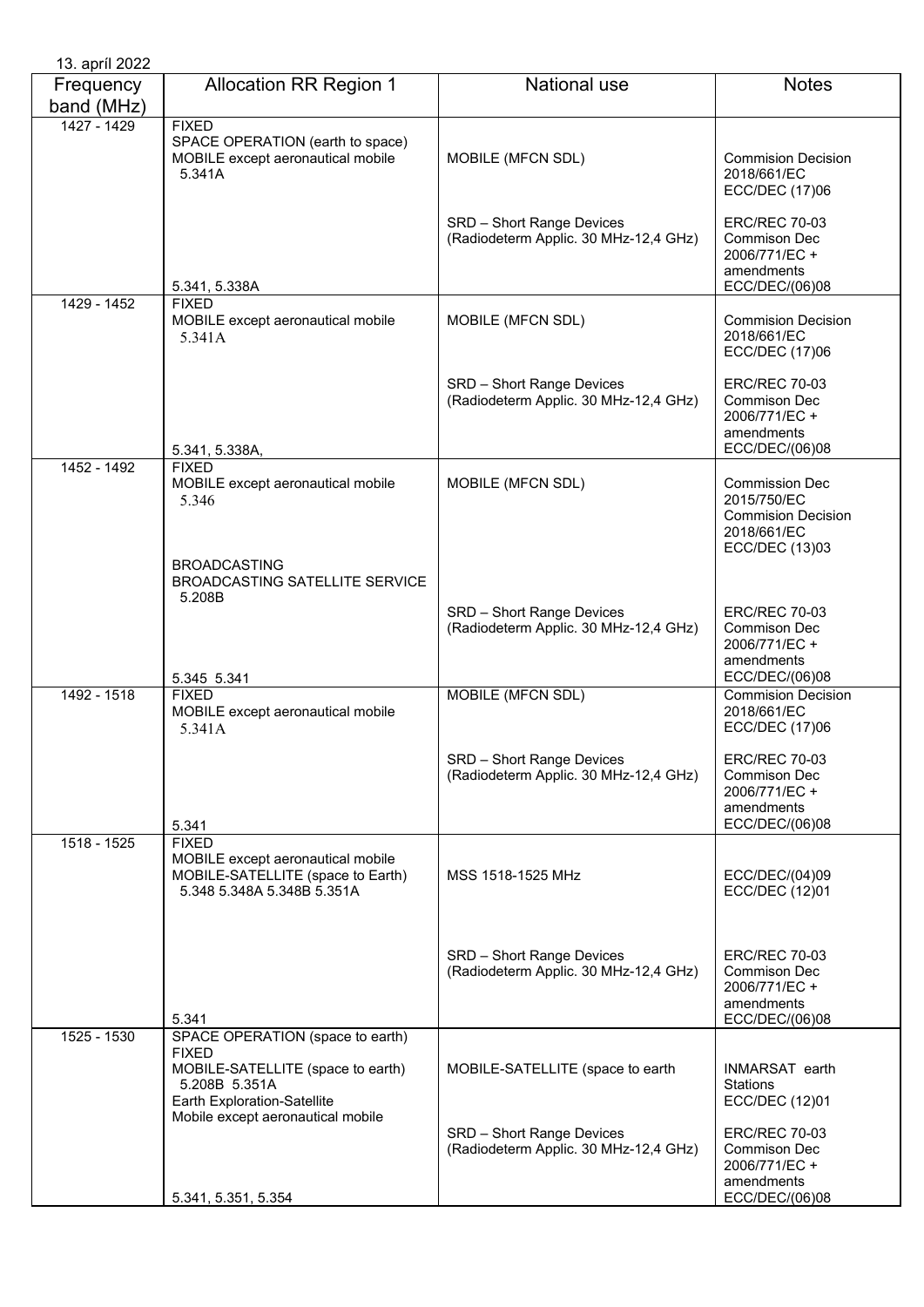13. apríl 2022

| Frequency band (MHz) | Allocation RR Region 1 | National use | Notes |
|---|---|---|---|
| 1427 - 1429 | FIXED<br>SPACE OPERATION (earth to space)<br>MOBILE except aeronautical mobile 5.341A<br><br>5.341, 5.338A | MOBILE (MFCN SDL)<br><br>SRD – Short Range Devices (Radiodeterm Applic. 30 MHz-12,4 GHz) | Commision Decision 2018/661/EC<br>ECC/DEC (17)06<br><br>ERC/REC 70-03<br>Commison Dec 2006/771/EC + amendments<br>ECC/DEC/(06)08 |
| 1429 - 1452 | FIXED<br>MOBILE except aeronautical mobile 5.341A<br><br>5.341, 5.338A, | MOBILE (MFCN SDL)<br><br>SRD – Short Range Devices (Radiodeterm Applic. 30 MHz-12,4 GHz) | Commision Decision 2018/661/EC<br>ECC/DEC (17)06<br><br>ERC/REC 70-03<br>Commison Dec 2006/771/EC + amendments<br>ECC/DEC/(06)08 |
| 1452 - 1492 | FIXED<br>MOBILE except aeronautical mobile 5.346<br><br>BROADCASTING<br>BROADCASTING SATELLITE SERVICE 5.208B<br><br>5.345 5.341 | MOBILE (MFCN SDL)<br><br>SRD – Short Range Devices (Radiodeterm Applic. 30 MHz-12,4 GHz) | Commission Dec 2015/750/EC<br>Commision Decision 2018/661/EC<br>ECC/DEC (13)03<br><br>ERC/REC 70-03<br>Commison Dec 2006/771/EC + amendments<br>ECC/DEC/(06)08 |
| 1492 - 1518 | FIXED<br>MOBILE except aeronautical mobile 5.341A<br><br>5.341 | MOBILE (MFCN SDL)<br><br>SRD – Short Range Devices (Radiodeterm Applic. 30 MHz-12,4 GHz) | Commision Decision 2018/661/EC<br>ECC/DEC (17)06<br><br>ERC/REC 70-03<br>Commison Dec 2006/771/EC + amendments<br>ECC/DEC/(06)08 |
| 1518 - 1525 | FIXED<br>MOBILE except aeronautical mobile<br>MOBILE-SATELLITE (space to Earth) 5.348 5.348A 5.348B 5.351A<br><br>5.341 | MSS 1518-1525 MHz<br><br>SRD – Short Range Devices (Radiodeterm Applic. 30 MHz-12,4 GHz) | ECC/DEC/(04)09<br>ECC/DEC (12)01<br><br>ERC/REC 70-03<br>Commison Dec 2006/771/EC + amendments<br>ECC/DEC/(06)08 |
| 1525 - 1530 | SPACE OPERATION (space to earth)<br>FIXED<br>MOBILE-SATELLITE (space to earth) 5.208B 5.351A<br>Earth Exploration-Satellite<br>Mobile except aeronautical mobile<br><br>5.341, 5.351, 5.354 | MOBILE-SATELLITE (space to earth<br><br>SRD – Short Range Devices (Radiodeterm Applic. 30 MHz-12,4 GHz) | INMARSAT earth Stations<br>ECC/DEC (12)01<br><br>ERC/REC 70-03<br>Commison Dec 2006/771/EC + amendments<br>ECC/DEC/(06)08 |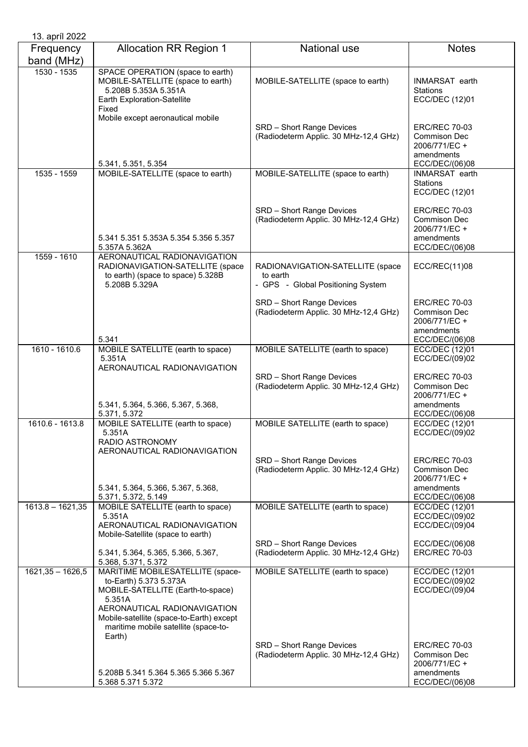13. apríl 2022

| Frequency band (MHz) | Allocation RR Region 1 | National use | Notes |
|---|---|---|---|
| 1530 - 1535 | SPACE OPERATION (space to earth)<br>MOBILE-SATELLITE (space to earth) 5.208B 5.353A 5.351A<br>Earth Exploration-Satellite<br>Fixed<br>Mobile except aeronautical mobile<br><br>5.341, 5.351, 5.354 | MOBILE-SATELLITE (space to earth)<br><br>SRD – Short Range Devices (Radiodeterm Applic. 30 MHz-12,4 GHz) | INMARSAT earth Stations ECC/DEC (12)01<br><br>ERC/REC 70-03 Commison Dec 2006/771/EC + amendments ECC/DEC/(06)08 |
| 1535 - 1559 | MOBILE-SATELLITE (space to earth)<br><br>5.341 5.351 5.353A 5.354 5.356 5.357 5.357A 5.362A | MOBILE-SATELLITE (space to earth)<br><br>SRD – Short Range Devices (Radiodeterm Applic. 30 MHz-12,4 GHz) | INMARSAT earth Stations ECC/DEC (12)01<br><br>ERC/REC 70-03 Commison Dec 2006/771/EC + amendments ECC/DEC/(06)08 |
| 1559 - 1610 | AERONAUTICAL RADIONAVIGATION<br>RADIONAVIGATION-SATELLITE (space to earth) (space to space) 5.328B 5.208B 5.329A<br><br>5.341 | RADIONAVIGATION-SATELLITE (space to earth<br>- GPS - Global Positioning System<br><br>SRD – Short Range Devices (Radiodeterm Applic. 30 MHz-12,4 GHz) | ECC/REC(11)08<br><br>ERC/REC 70-03 Commison Dec 2006/771/EC + amendments ECC/DEC/(06)08 |
| 1610 - 1610.6 | MOBILE SATELLITE (earth to space) 5.351A<br>AERONAUTICAL RADIONAVIGATION<br><br>5.341, 5.364, 5.366, 5.367, 5.368, 5.371, 5.372 | MOBILE SATELLITE (earth to space)<br><br>SRD – Short Range Devices (Radiodeterm Applic. 30 MHz-12,4 GHz) | ECC/DEC (12)01<br>ECC/DEC/(09)02<br><br>ERC/REC 70-03 Commison Dec 2006/771/EC + amendments ECC/DEC/(06)08 |
| 1610.6 - 1613.8 | MOBILE SATELLITE (earth to space) 5.351A<br>RADIO ASTRONOMY<br>AERONAUTICAL RADIONAVIGATION<br><br>5.341, 5.364, 5.366, 5.367, 5.368, 5.371, 5.372, 5.149 | MOBILE SATELLITE (earth to space)<br><br>SRD – Short Range Devices (Radiodeterm Applic. 30 MHz-12,4 GHz) | ECC/DEC (12)01<br>ECC/DEC/(09)02<br><br>ERC/REC 70-03 Commison Dec 2006/771/EC + amendments ECC/DEC/(06)08 |
| 1613.8 – 1621,35 | MOBILE SATELLITE (earth to space) 5.351A<br>AERONAUTICAL RADIONAVIGATION<br>Mobile-Satellite (space to earth)<br><br>5.341, 5.364, 5.365, 5.366, 5.367, 5.368, 5.371, 5.372 | MOBILE SATELLITE (earth to space)<br><br>SRD – Short Range Devices (Radiodeterm Applic. 30 MHz-12,4 GHz) | ECC/DEC (12)01<br>ECC/DEC/(09)02<br>ECC/DEC/(09)04<br><br>ECC/DEC/(06)08<br>ERC/REC 70-03 |
| 1621,35 – 1626,5 | MARITIME MOBILESATELLITE (space-to-Earth) 5.373 5.373A<br>MOBILE-SATELLITE (Earth-to-space) 5.351A<br>AERONAUTICAL RADIONAVIGATION<br>Mobile-satellite (space-to-Earth) except maritime mobile satellite (space-to-Earth)<br><br>5.208B 5.341 5.364 5.365 5.366 5.367 5.368 5.371 5.372 | MOBILE SATELLITE (earth to space)<br><br>SRD – Short Range Devices (Radiodeterm Applic. 30 MHz-12,4 GHz) | ECC/DEC (12)01<br>ECC/DEC/(09)02<br>ECC/DEC/(09)04<br><br>ERC/REC 70-03 Commison Dec 2006/771/EC + amendments ECC/DEC/(06)08 |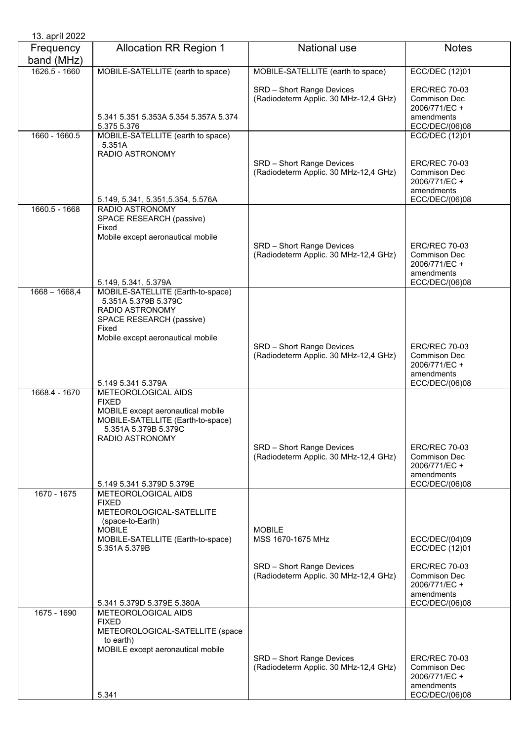13. apríl 2022

| Frequency band (MHz) | Allocation RR Region 1 | National use | Notes |
|---|---|---|---|
| 1626.5 - 1660 | MOBILE-SATELLITE (earth to space)<br><br>5.341 5.351 5.353A 5.354 5.357A 5.374 5.375 5.376 | MOBILE-SATELLITE (earth to space)<br><br>SRD – Short Range Devices (Radiodeterm Applic. 30 MHz-12,4 GHz) | ECC/DEC (12)01<br><br>ERC/REC 70-03 Commison Dec 2006/771/EC + amendments ECC/DEC/(06)08 |
| 1660 - 1660.5 | MOBILE-SATELLITE (earth to space) 5.351A<br>RADIO ASTRONOMY<br><br>5.149, 5.341, 5.351,5.354, 5.576A | SRD – Short Range Devices (Radiodeterm Applic. 30 MHz-12,4 GHz) | ECC/DEC (12)01<br><br>ERC/REC 70-03 Commison Dec 2006/771/EC + amendments ECC/DEC/(06)08 |
| 1660.5 - 1668 | RADIO ASTRONOMY<br>SPACE RESEARCH (passive)<br>Fixed<br>Mobile except aeronautical mobile<br><br>5.149, 5.341, 5.379A | SRD – Short Range Devices (Radiodeterm Applic. 30 MHz-12,4 GHz) | ERC/REC 70-03 Commison Dec 2006/771/EC + amendments ECC/DEC/(06)08 |
| 1668 – 1668,4 | MOBILE-SATELLITE (Earth-to-space) 5.351A 5.379B 5.379C<br>RADIO ASTRONOMY<br>SPACE RESEARCH (passive)<br>Fixed<br>Mobile except aeronautical mobile<br><br>5.149 5.341 5.379A | SRD – Short Range Devices (Radiodeterm Applic. 30 MHz-12,4 GHz) | ERC/REC 70-03 Commison Dec 2006/771/EC + amendments ECC/DEC/(06)08 |
| 1668.4 - 1670 | METEOROLOGICAL AIDS<br>FIXED<br>MOBILE except aeronautical mobile<br>MOBILE-SATELLITE (Earth-to-space) 5.351A 5.379B 5.379C<br>RADIO ASTRONOMY<br><br>5.149 5.341 5.379D 5.379E | SRD – Short Range Devices (Radiodeterm Applic. 30 MHz-12,4 GHz) | ERC/REC 70-03 Commison Dec 2006/771/EC + amendments ECC/DEC/(06)08 |
| 1670 - 1675 | METEOROLOGICAL AIDS<br>FIXED<br>METEOROLOGICAL-SATELLITE (space-to-Earth)<br>MOBILE<br>MOBILE-SATELLITE (Earth-to-space) 5.351A 5.379B<br><br>5.341 5.379D 5.379E 5.380A | MOBILE<br>MSS 1670-1675 MHz<br><br>SRD – Short Range Devices (Radiodeterm Applic. 30 MHz-12,4 GHz) | ECC/DEC/(04)09<br>ECC/DEC (12)01<br><br>ERC/REC 70-03 Commison Dec 2006/771/EC + amendments ECC/DEC/(06)08 |
| 1675 - 1690 | METEOROLOGICAL AIDS<br>FIXED<br>METEOROLOGICAL-SATELLITE (space to earth)<br>MOBILE except aeronautical mobile<br><br>5.341 | SRD – Short Range Devices (Radiodeterm Applic. 30 MHz-12,4 GHz) | ERC/REC 70-03 Commison Dec 2006/771/EC + amendments ECC/DEC/(06)08 |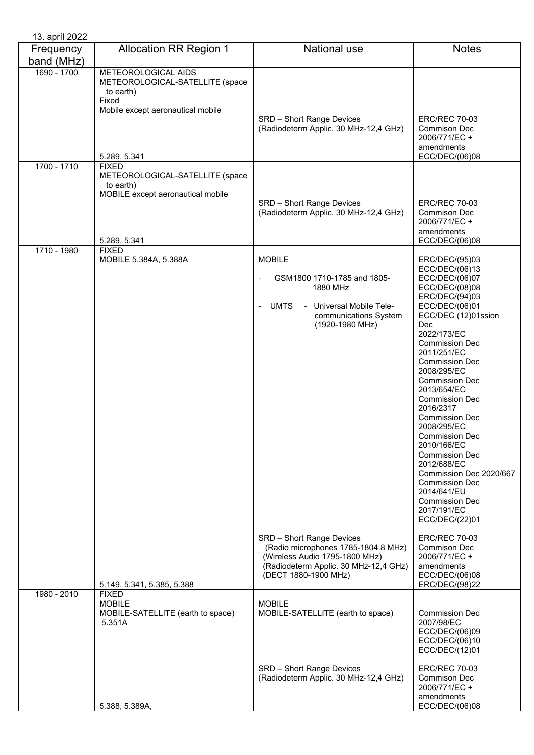13. apríl 2022

| Frequency band (MHz) | Allocation RR Region 1 | National use | Notes |
|---|---|---|---|
| 1690 - 1700 | METEOROLOGICAL AIDS<br>METEOROLOGICAL-SATELLITE (space to earth)<br>Fixed<br>Mobile except aeronautical mobile<br><br>5.289, 5.341 | SRD – Short Range Devices<br>(Radiodeterm Applic. 30 MHz-12,4 GHz) | ERC/REC 70-03<br>Commison Dec 2006/771/EC + amendments<br>ECC/DEC/(06)08 |
| 1700 - 1710 | FIXED<br>METEOROLOGICAL-SATELLITE (space to earth)<br>MOBILE except aeronautical mobile<br><br>5.289, 5.341 | SRD – Short Range Devices<br>(Radiodeterm Applic. 30 MHz-12,4 GHz) | ERC/REC 70-03<br>Commison Dec 2006/771/EC + amendments<br>ECC/DEC/(06)08 |
| 1710 - 1980 | FIXED<br>MOBILE 5.384A, 5.388A<br><br>5.149, 5.341, 5.385, 5.388 | MOBILE<br>- GSM1800 1710-1785 and 1805-1880 MHz<br>- UMTS - Universal Mobile Telecommunications System (1920-1980 MHz)<br><br>SRD – Short Range Devices<br>(Radio microphones 1785-1804.8 MHz)<br>(Wireless Audio 1795-1800 MHz)<br>(Radiodeterm Applic. 30 MHz-12,4 GHz)<br>(DECT 1880-1900 MHz) | ERC/DEC/(95)03<br>ECC/DEC/(06)13<br>ECC/DEC/(06)07<br>ECC/DEC/(08)08<br>ERC/DEC/(94)03<br>ECC/DEC/(06)01<br>ECC/DEC (12)01ssion Dec 2022/173/EC<br>Commission Dec 2011/251/EC<br>Commission Dec 2008/295/EC<br>Commission Dec 2013/654/EC<br>Commission Dec 2016/2317<br>Commission Dec 2008/295/EC<br>Commission Dec 2010/166/EC<br>Commission Dec 2012/688/EC<br>Commission Dec 2020/667<br>Commission Dec 2014/641/EU<br>Commission Dec 2017/191/EC<br>ECC/DEC/(22)01<br><br>ERC/REC 70-03<br>Commison Dec 2006/771/EC + amendments<br>ECC/DEC/(06)08<br>ERC/DEC/(98)22 |
| 1980 - 2010 | FIXED<br>MOBILE<br>MOBILE-SATELLITE (earth to space) 5.351A<br><br>5.388, 5.389A, | MOBILE<br>MOBILE-SATELLITE (earth to space)<br><br>SRD – Short Range Devices<br>(Radiodeterm Applic. 30 MHz-12,4 GHz) | Commission Dec 2007/98/EC<br>ECC/DEC/(06)09<br>ECC/DEC/(06)10<br>ECC/DEC/(12)01<br><br>ERC/REC 70-03<br>Commison Dec 2006/771/EC + amendments<br>ECC/DEC/(06)08 |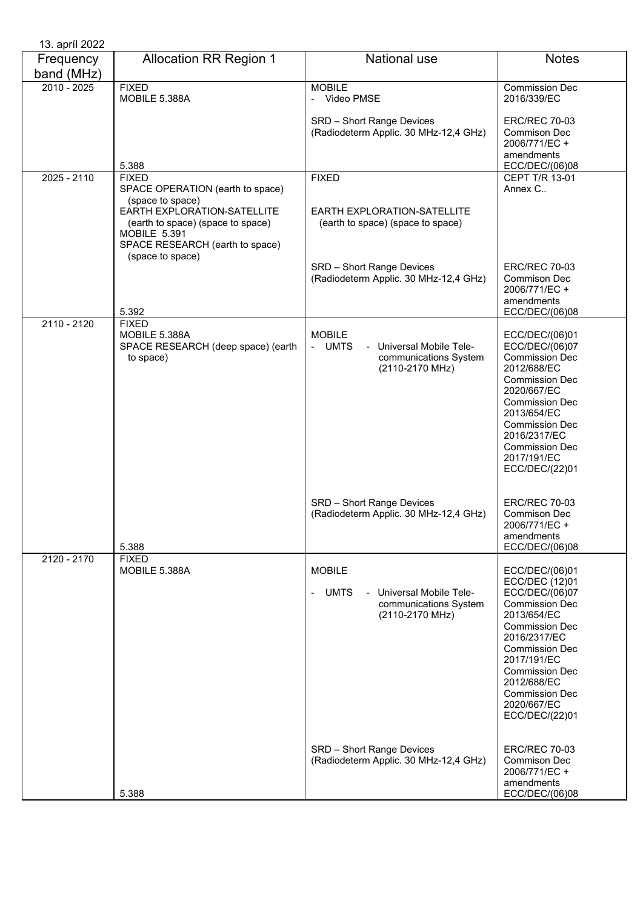13. apríl 2022

| Frequency band (MHz) | Allocation RR Region 1 | National use | Notes |
|---|---|---|---|
| 2010 - 2025 | FIXED<br>MOBILE 5.388A<br><br>5.388 | MOBILE<br>- Video PMSE | Commission Dec 2016/339/EC |
| | | SRD – Short Range Devices (Radiodeterm Applic. 30 MHz-12,4 GHz) | ERC/REC 70-03<br>Commison Dec 2006/771/EC + amendments<br>ECC/DEC/(06)08 |
| 2025 - 2110 | FIXED<br>SPACE OPERATION (earth to space) (space to space)<br>EARTH EXPLORATION-SATELLITE (earth to space) (space to space)<br>MOBILE 5.391<br>SPACE RESEARCH (earth to space) (space to space)<br><br>5.392 | FIXED<br><br>EARTH EXPLORATION-SATELLITE (earth to space) (space to space) | CEPT T/R 13-01 Annex C.. |
| | | SRD – Short Range Devices (Radiodeterm Applic. 30 MHz-12,4 GHz) | ERC/REC 70-03<br>Commison Dec 2006/771/EC + amendments<br>ECC/DEC/(06)08 |
| 2110 - 2120 | FIXED<br>MOBILE 5.388A<br>SPACE RESEARCH (deep space) (earth to space)<br><br>5.388 | MOBILE<br>- UMTS - Universal Mobile Tele-communications System (2110-2170 MHz) | ECC/DEC/(06)01<br>ECC/DEC/(06)07<br>Commission Dec 2012/688/EC<br>Commission Dec 2020/667/EC<br>Commission Dec 2013/654/EC<br>Commission Dec 2016/2317/EC<br>Commission Dec 2017/191/EC<br>ECC/DEC/(22)01 |
| | | SRD – Short Range Devices (Radiodeterm Applic. 30 MHz-12,4 GHz) | ERC/REC 70-03<br>Commison Dec 2006/771/EC + amendments<br>ECC/DEC/(06)08 |
| 2120 - 2170 | FIXED<br>MOBILE 5.388A<br><br>5.388 | MOBILE<br><br>- UMTS - Universal Mobile Tele-communications System (2110-2170 MHz) | ECC/DEC/(06)01<br>ECC/DEC (12)01<br>ECC/DEC/(06)07<br>Commission Dec 2013/654/EC<br>Commission Dec 2016/2317/EC<br>Commission Dec 2017/191/EC<br>Commission Dec 2012/688/EC<br>Commission Dec 2020/667/EC<br>ECC/DEC/(22)01 |
| | | SRD – Short Range Devices (Radiodeterm Applic. 30 MHz-12,4 GHz) | ERC/REC 70-03<br>Commison Dec 2006/771/EC + amendments<br>ECC/DEC/(06)08 |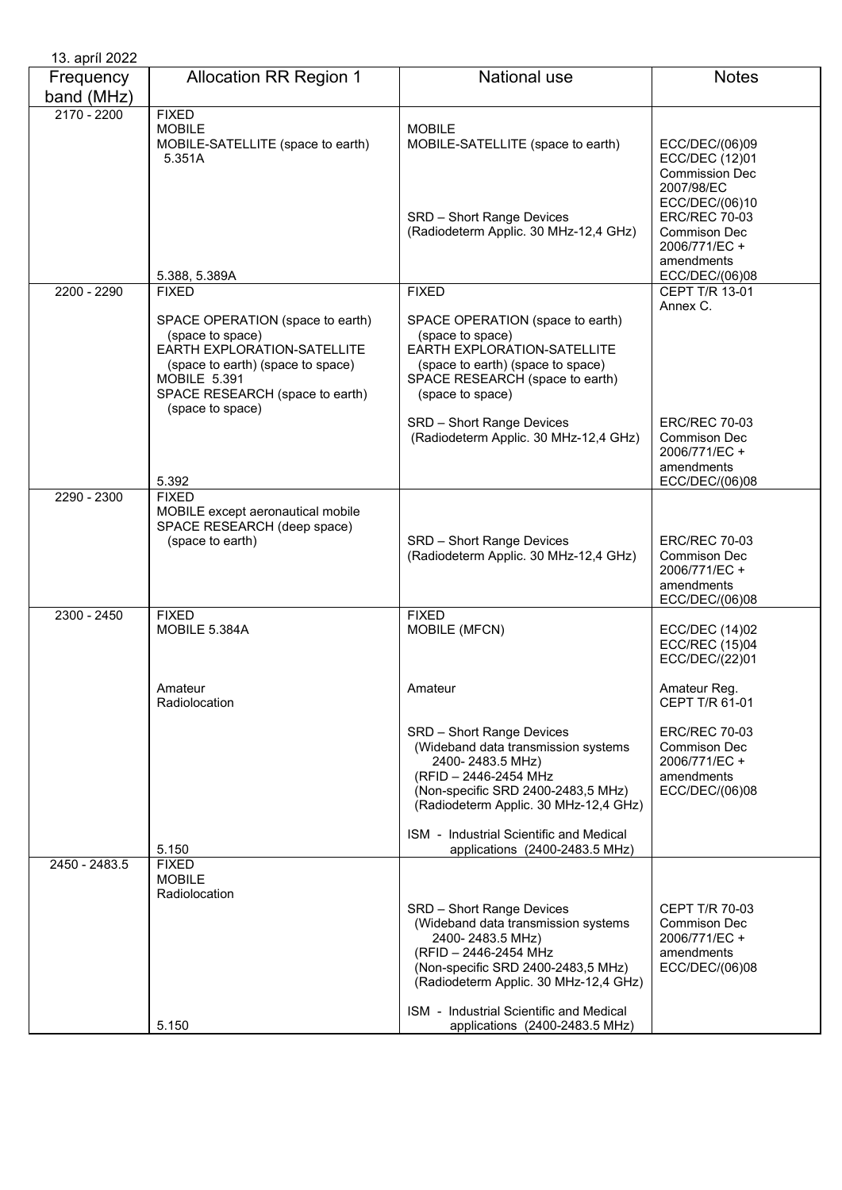13. apríl 2022

| Frequency band (MHz) | Allocation RR Region 1 | National use | Notes |
|---|---|---|---|
| 2170 - 2200 | FIXED<br>MOBILE<br>MOBILE-SATELLITE (space to earth) 5.351A<br><br>5.388, 5.389A | MOBILE<br>MOBILE-SATELLITE (space to earth)<br><br>SRD – Short Range Devices (Radiodeterm Applic. 30 MHz-12,4 GHz) | ECC/DEC/(06)09<br>ECC/DEC (12)01<br>Commission Dec 2007/98/EC<br>ECC/DEC/(06)10<br>ERC/REC 70-03<br>Commison Dec 2006/771/EC + amendments<br>ECC/DEC/(06)08 |
| 2200 - 2290 | FIXED<br>SPACE OPERATION (space to earth) (space to space)<br>EARTH EXPLORATION-SATELLITE (space to earth) (space to space)<br>MOBILE 5.391<br>SPACE RESEARCH (space to earth) (space to space)<br><br>5.392 | FIXED<br>SPACE OPERATION (space to earth) (space to space)<br>EARTH EXPLORATION-SATELLITE (space to earth) (space to space)<br>SPACE RESEARCH (space to earth) (space to space)<br><br>SRD – Short Range Devices (Radiodeterm Applic. 30 MHz-12,4 GHz) | CEPT T/R 13-01 Annex C.<br><br>ERC/REC 70-03<br>Commison Dec 2006/771/EC + amendments<br>ECC/DEC/(06)08 |
| 2290 - 2300 | FIXED<br>MOBILE except aeronautical mobile<br>SPACE RESEARCH (deep space) (space to earth) | SRD – Short Range Devices (Radiodeterm Applic. 30 MHz-12,4 GHz) | ERC/REC 70-03<br>Commison Dec 2006/771/EC + amendments<br>ECC/DEC/(06)08 |
| 2300 - 2450 | FIXED<br>MOBILE 5.384A<br><br>Amateur<br>Radiolocation<br><br>5.150 | FIXED<br>MOBILE (MFCN)<br><br>Amateur<br><br>SRD – Short Range Devices (Wideband data transmission systems 2400- 2483.5 MHz) (RFID – 2446-2454 MHz (Non-specific SRD 2400-2483,5 MHz) (Radiodeterm Applic. 30 MHz-12,4 GHz)<br><br>ISM - Industrial Scientific and Medical applications (2400-2483.5 MHz) | ECC/DEC (14)02<br>ECC/REC (15)04<br>ECC/DEC/(22)01<br><br>Amateur Reg.<br>CEPT T/R 61-01<br><br>ERC/REC 70-03<br>Commison Dec 2006/771/EC + amendments<br>ECC/DEC/(06)08 |
| 2450 - 2483.5 | FIXED<br>MOBILE<br>Radiolocation<br><br>5.150 | SRD – Short Range Devices (Wideband data transmission systems 2400- 2483.5 MHz) (RFID – 2446-2454 MHz (Non-specific SRD 2400-2483,5 MHz) (Radiodeterm Applic. 30 MHz-12,4 GHz)<br><br>ISM - Industrial Scientific and Medical applications (2400-2483.5 MHz) | CEPT T/R 70-03<br>Commison Dec 2006/771/EC + amendments<br>ECC/DEC/(06)08 |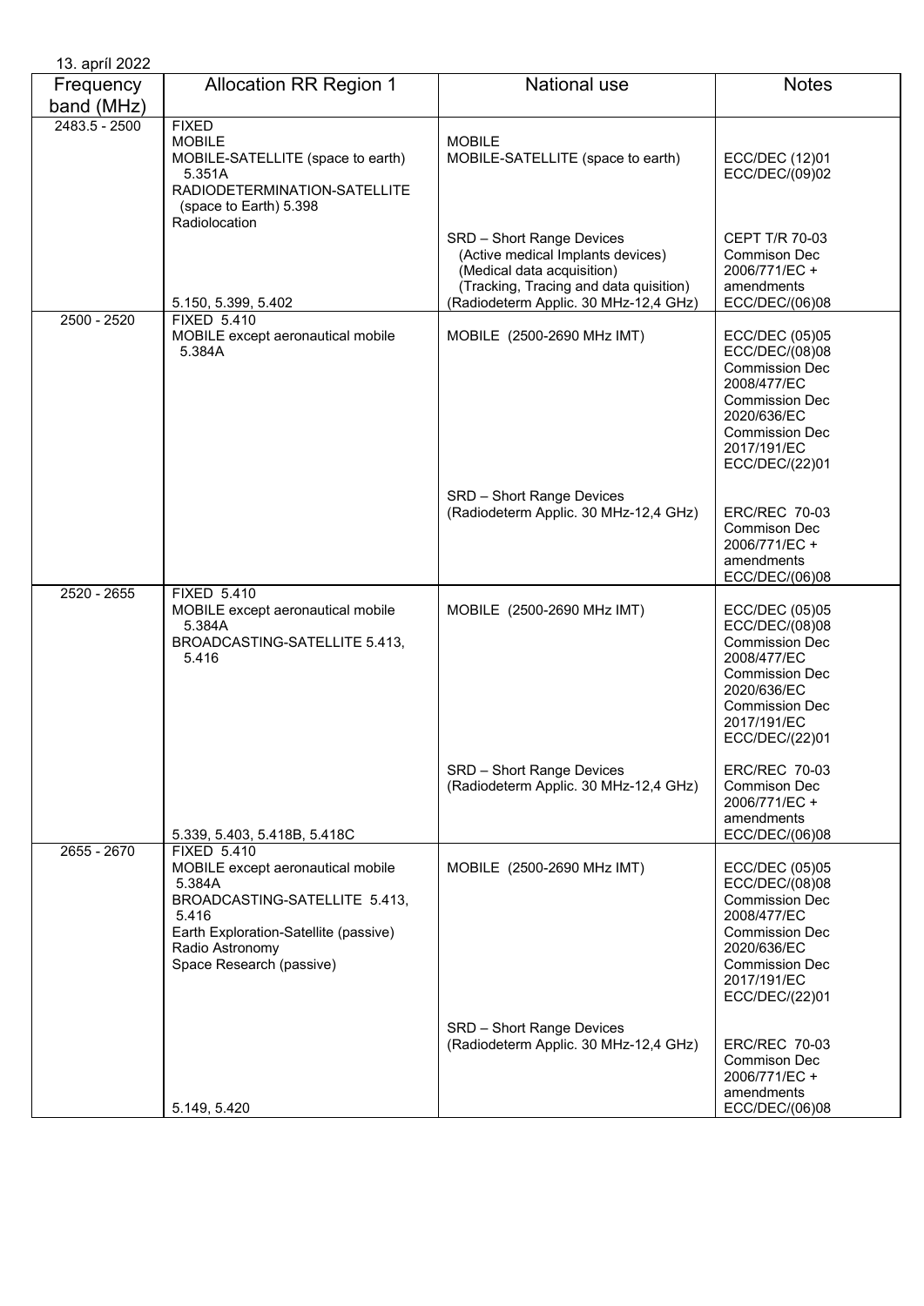13. apríl 2022

| Frequency band (MHz) | Allocation RR Region 1 | National use | Notes |
|---|---|---|---|
| 2483.5 - 2500 | FIXED<br>MOBILE<br>MOBILE-SATELLITE (space to earth) 5.351A<br>RADIODETERMINATION-SATELLITE (space to Earth) 5.398<br>Radiolocation | MOBILE<br>MOBILE-SATELLITE (space to earth) | ECC/DEC (12)01<br>ECC/DEC/(09)02 |
| | 5.150, 5.399, 5.402 | SRD – Short Range Devices<br>(Active medical Implants devices)<br>(Medical data acquisition)<br>(Tracking, Tracing and data quisition)<br>(Radiodeterm Applic. 30 MHz-12,4 GHz) | CEPT T/R 70-03<br>Commison Dec 2006/771/EC + amendments<br>ECC/DEC/(06)08 |
| 2500 - 2520 | FIXED 5.410<br>MOBILE except aeronautical mobile 5.384A | MOBILE (2500-2690 MHz IMT) | ECC/DEC (05)05<br>ECC/DEC/(08)08<br>Commission Dec 2008/477/EC<br>Commission Dec 2020/636/EC<br>Commission Dec 2017/191/EC<br>ECC/DEC/(22)01 |
| | | SRD – Short Range Devices<br>(Radiodeterm Applic. 30 MHz-12,4 GHz) | ERC/REC 70-03<br>Commison Dec 2006/771/EC + amendments<br>ECC/DEC/(06)08 |
| 2520 - 2655 | FIXED 5.410<br>MOBILE except aeronautical mobile 5.384A<br>BROADCASTING-SATELLITE 5.413, 5.416 | MOBILE (2500-2690 MHz IMT) | ECC/DEC (05)05<br>ECC/DEC/(08)08<br>Commission Dec 2008/477/EC<br>Commission Dec 2020/636/EC<br>Commission Dec 2017/191/EC<br>ECC/DEC/(22)01 |
| | 5.339, 5.403, 5.418B, 5.418C | SRD – Short Range Devices<br>(Radiodeterm Applic. 30 MHz-12,4 GHz) | ERC/REC 70-03<br>Commison Dec 2006/771/EC + amendments<br>ECC/DEC/(06)08 |
| 2655 - 2670 | FIXED 5.410<br>MOBILE except aeronautical mobile 5.384A<br>BROADCASTING-SATELLITE 5.413, 5.416<br>Earth Exploration-Satellite (passive)<br>Radio Astronomy<br>Space Research (passive) | MOBILE (2500-2690 MHz IMT) | ECC/DEC (05)05<br>ECC/DEC/(08)08<br>Commission Dec 2008/477/EC<br>Commission Dec 2020/636/EC<br>Commission Dec 2017/191/EC<br>ECC/DEC/(22)01 |
| | 5.149, 5.420 | SRD – Short Range Devices<br>(Radiodeterm Applic. 30 MHz-12,4 GHz) | ERC/REC 70-03<br>Commison Dec 2006/771/EC + amendments<br>ECC/DEC/(06)08 |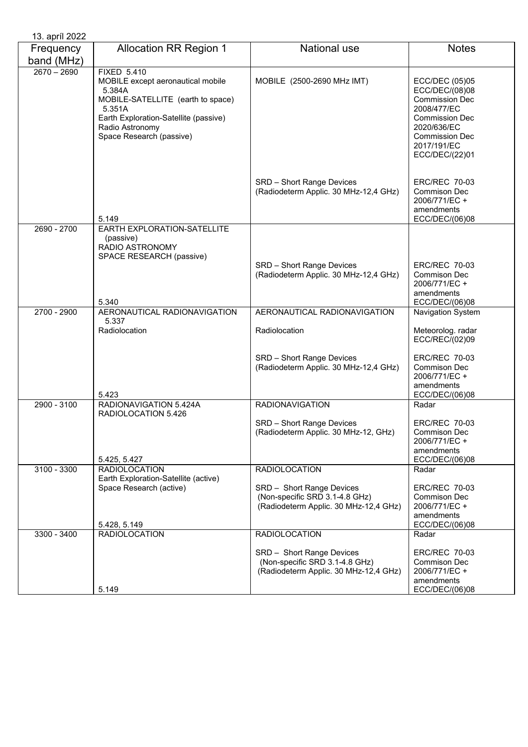13. apríl 2022

| Frequency band (MHz) | Allocation RR Region 1 | National use | Notes |
|---|---|---|---|
| 2670 – 2690 | FIXED 5.410<br>MOBILE except aeronautical mobile 5.384A<br>MOBILE-SATELLITE (earth to space) 5.351A<br>Earth Exploration-Satellite (passive)<br>Radio Astronomy<br>Space Research (passive) | MOBILE (2500-2690 MHz IMT) | ECC/DEC (05)05<br>ECC/DEC/(08)08<br>Commission Dec 2008/477/EC<br>Commission Dec 2020/636/EC<br>Commission Dec 2017/191/EC<br>ECC/DEC/(22)01 |
| | 5.149 | SRD – Short Range Devices<br>(Radiodeterm Applic. 30 MHz-12,4 GHz) | ERC/REC 70-03<br>Commison Dec 2006/771/EC + amendments<br>ECC/DEC/(06)08 |
| 2690 - 2700 | EARTH EXPLORATION-SATELLITE (passive)<br>RADIO ASTRONOMY<br>SPACE RESEARCH (passive)<br><br>5.340 | SRD – Short Range Devices<br>(Radiodeterm Applic. 30 MHz-12,4 GHz) | ERC/REC 70-03<br>Commison Dec 2006/771/EC + amendments<br>ECC/DEC/(06)08 |
| 2700 - 2900 | AERONAUTICAL RADIONAVIGATION 5.337 | AERONAUTICAL RADIONAVIGATION | Navigation System |
| | Radiolocation | Radiolocation | Meteorolog. radar<br>ECC/REC/(02)09 |
| | 5.423 | SRD – Short Range Devices<br>(Radiodeterm Applic. 30 MHz-12,4 GHz) | ERC/REC 70-03<br>Commison Dec 2006/771/EC + amendments<br>ECC/DEC/(06)08 |
| 2900 - 3100 | RADIONAVIGATION 5.424A<br>RADIOLOCATION 5.426 | RADIONAVIGATION | Radar |
| | 5.425, 5.427 | SRD – Short Range Devices<br>(Radiodeterm Applic. 30 MHz-12, GHz) | ERC/REC 70-03<br>Commison Dec 2006/771/EC + amendments<br>ECC/DEC/(06)08 |
| 3100 - 3300 | RADIOLOCATION<br>Earth Exploration-Satellite (active)<br>Space Research (active) | RADIOLOCATION | Radar |
| | 5.428, 5.149 | SRD – Short Range Devices<br>(Non-specific SRD 3.1-4.8 GHz)<br>(Radiodeterm Applic. 30 MHz-12,4 GHz) | ERC/REC 70-03<br>Commison Dec 2006/771/EC + amendments<br>ECC/DEC/(06)08 |
| 3300 - 3400 | RADIOLOCATION | RADIOLOCATION | Radar |
| | 5.149 | SRD – Short Range Devices<br>(Non-specific SRD 3.1-4.8 GHz)<br>(Radiodeterm Applic. 30 MHz-12,4 GHz) | ERC/REC 70-03<br>Commison Dec 2006/771/EC + amendments<br>ECC/DEC/(06)08 |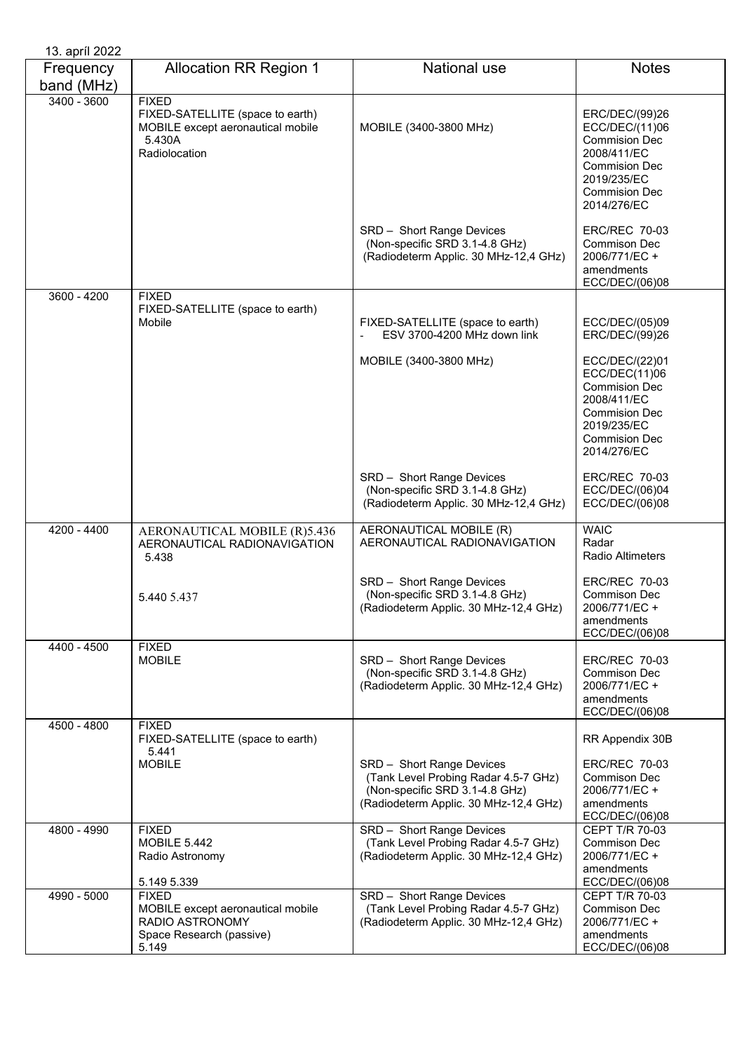13. apríl 2022

| Frequency band (MHz) | Allocation RR Region 1 | National use | Notes |
|---|---|---|---|
| 3400 - 3600 | FIXED<br>FIXED-SATELLITE (space to earth)<br>MOBILE except aeronautical mobile 5.430A<br>Radiolocation | MOBILE (3400-3800 MHz) | ERC/DEC/(99)26<br>ECC/DEC/(11)06<br>Commision Dec 2008/411/EC<br>Commision Dec 2019/235/EC<br>Commision Dec 2014/276/EC |
| | | SRD – Short Range Devices<br>(Non-specific SRD 3.1-4.8 GHz)<br>(Radiodeterm Applic. 30 MHz-12,4 GHz) | ERC/REC 70-03<br>Commison Dec 2006/771/EC + amendments<br>ECC/DEC/(06)08 |
| 3600 - 4200 | FIXED<br>FIXED-SATELLITE (space to earth)<br>Mobile | FIXED-SATELLITE (space to earth)<br>- ESV 3700-4200 MHz down link | ECC/DEC/(05)09<br>ERC/DEC/(99)26 |
| | | MOBILE (3400-3800 MHz) | ECC/DEC/(22)01<br>ECC/DEC(11)06<br>Commision Dec 2008/411/EC<br>Commision Dec 2019/235/EC<br>Commision Dec 2014/276/EC |
| | | SRD – Short Range Devices<br>(Non-specific SRD 3.1-4.8 GHz)<br>(Radiodeterm Applic. 30 MHz-12,4 GHz) | ERC/REC 70-03<br>ECC/DEC/(06)04<br>ECC/DEC/(06)08 |
| 4200 - 4400 | AERONAUTICAL MOBILE (R)5.436<br>AERONAUTICAL RADIONAVIGATION 5.438 | AERONAUTICAL MOBILE (R)<br>AERONAUTICAL RADIONAVIGATION | WAIC<br>Radar<br>Radio Altimeters |
| | 5.440 5.437 | SRD – Short Range Devices<br>(Non-specific SRD 3.1-4.8 GHz)<br>(Radiodeterm Applic. 30 MHz-12,4 GHz) | ERC/REC 70-03<br>Commison Dec 2006/771/EC + amendments<br>ECC/DEC/(06)08 |
| 4400 - 4500 | FIXED<br>MOBILE | SRD – Short Range Devices<br>(Non-specific SRD 3.1-4.8 GHz)<br>(Radiodeterm Applic. 30 MHz-12,4 GHz) | ERC/REC 70-03<br>Commison Dec 2006/771/EC + amendments<br>ECC/DEC/(06)08 |
| 4500 - 4800 | FIXED<br>FIXED-SATELLITE (space to earth) 5.441<br>MOBILE | SRD – Short Range Devices<br>(Tank Level Probing Radar 4.5-7 GHz)<br>(Non-specific SRD 3.1-4.8 GHz)<br>(Radiodeterm Applic. 30 MHz-12,4 GHz) | RR Appendix 30B<br>ERC/REC 70-03<br>Commison Dec 2006/771/EC + amendments<br>ECC/DEC/(06)08 |
| 4800 - 4990 | FIXED<br>MOBILE 5.442<br>Radio Astronomy<br><br>5.149 5.339 | SRD – Short Range Devices<br>(Tank Level Probing Radar 4.5-7 GHz)<br>(Radiodeterm Applic. 30 MHz-12,4 GHz) | CEPT T/R 70-03<br>Commison Dec 2006/771/EC + amendments<br>ECC/DEC/(06)08 |
| 4990 - 5000 | FIXED<br>MOBILE except aeronautical mobile<br>RADIO ASTRONOMY<br>Space Research (passive)<br>5.149 | SRD – Short Range Devices<br>(Tank Level Probing Radar 4.5-7 GHz)<br>(Radiodeterm Applic. 30 MHz-12,4 GHz) | CEPT T/R 70-03<br>Commison Dec 2006/771/EC + amendments<br>ECC/DEC/(06)08 |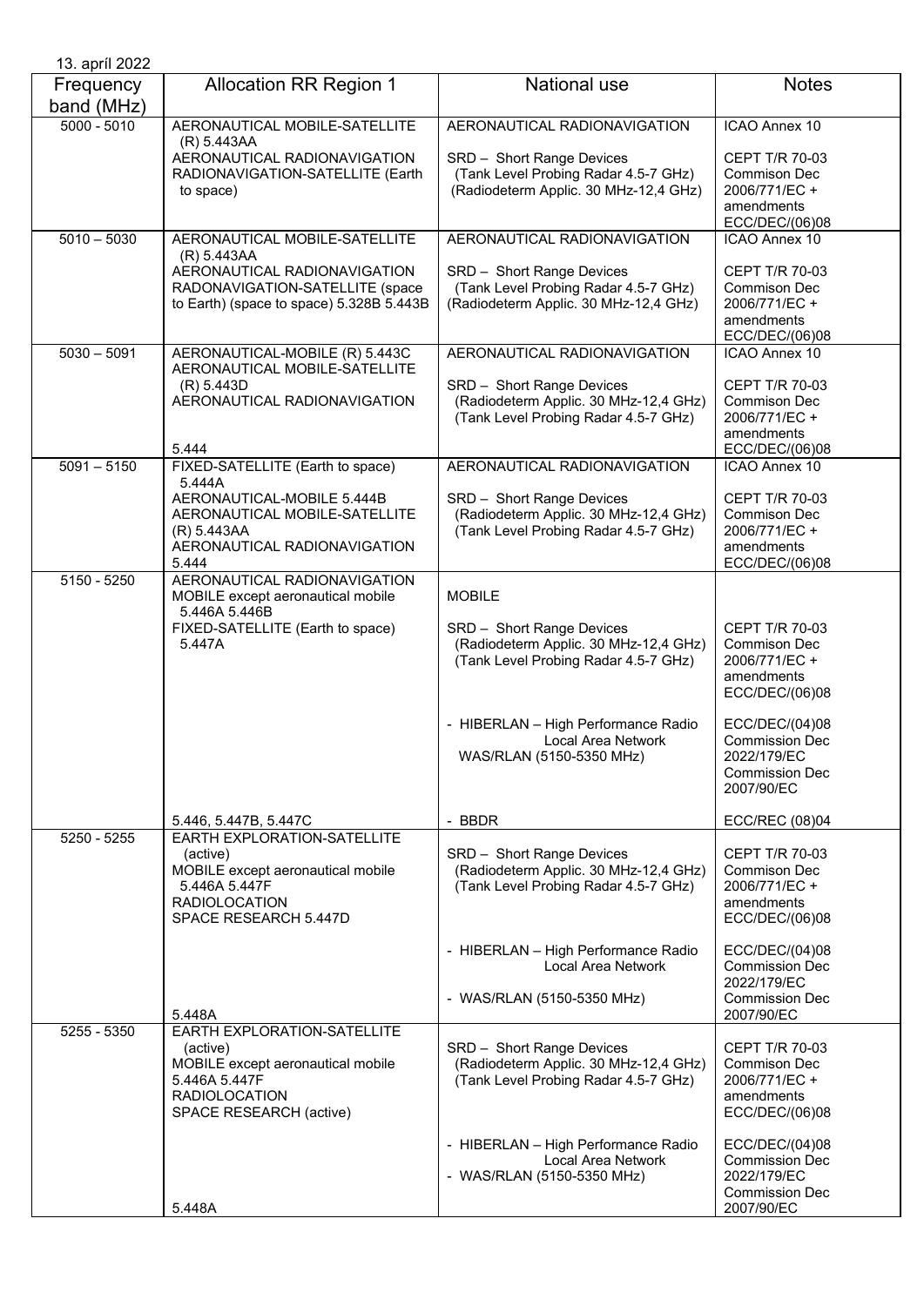13. apríl 2022

| Frequency band (MHz) | Allocation RR Region 1 | National use | Notes |
|---|---|---|---|
| 5000 - 5010 | AERONAUTICAL MOBILE-SATELLITE (R) 5.443AA<br>AERONAUTICAL RADIONAVIGATION<br>RADIONAVIGATION-SATELLITE (Earth to space) | AERONAUTICAL RADIONAVIGATION<br><br>SRD – Short Range Devices<br>(Tank Level Probing Radar 4.5-7 GHz)<br>(Radiodeterm Applic. 30 MHz-12,4 GHz) | ICAO Annex 10<br><br>CEPT T/R 70-03<br>Commison Dec 2006/771/EC + amendments<br>ECC/DEC/(06)08 |
| 5010 – 5030 | AERONAUTICAL MOBILE-SATELLITE (R) 5.443AA<br>AERONAUTICAL RADIONAVIGATION<br>RADONAVIGATION-SATELLITE (space to Earth) (space to space) 5.328B 5.443B | AERONAUTICAL RADIONAVIGATION<br><br>SRD – Short Range Devices<br>(Tank Level Probing Radar 4.5-7 GHz)<br>(Radiodeterm Applic. 30 MHz-12,4 GHz) | ICAO Annex 10<br><br>CEPT T/R 70-03<br>Commison Dec 2006/771/EC + amendments<br>ECC/DEC/(06)08 |
| 5030 – 5091 | AERONAUTICAL-MOBILE (R) 5.443C<br>AERONAUTICAL MOBILE-SATELLITE (R) 5.443D<br>AERONAUTICAL RADIONAVIGATION<br><br>5.444 | AERONAUTICAL RADIONAVIGATION<br><br>SRD – Short Range Devices<br>(Radiodeterm Applic. 30 MHz-12,4 GHz)<br>(Tank Level Probing Radar 4.5-7 GHz) | ICAO Annex 10<br><br>CEPT T/R 70-03<br>Commison Dec 2006/771/EC + amendments<br>ECC/DEC/(06)08 |
| 5091 – 5150 | FIXED-SATELLITE (Earth to space) 5.444A<br>AERONAUTICAL-MOBILE 5.444B<br>AERONAUTICAL MOBILE-SATELLITE (R) 5.443AA<br>AERONAUTICAL RADIONAVIGATION<br>5.444 | AERONAUTICAL RADIONAVIGATION<br><br>SRD – Short Range Devices<br>(Radiodeterm Applic. 30 MHz-12,4 GHz)<br>(Tank Level Probing Radar 4.5-7 GHz) | ICAO Annex 10<br><br>CEPT T/R 70-03<br>Commison Dec 2006/771/EC + amendments<br>ECC/DEC/(06)08 |
| 5150 - 5250 | AERONAUTICAL RADIONAVIGATION<br>MOBILE except aeronautical mobile 5.446A 5.446B<br>FIXED-SATELLITE (Earth to space) 5.447A<br><br>5.446, 5.447B, 5.447C | MOBILE<br><br>SRD – Short Range Devices<br>(Radiodeterm Applic. 30 MHz-12,4 GHz)<br>(Tank Level Probing Radar 4.5-7 GHz)<br><br>- HIBERLAN – High Performance Radio Local Area Network<br>WAS/RLAN (5150-5350 MHz)<br><br>- BBDR | <br><br>CEPT T/R 70-03<br>Commison Dec 2006/771/EC + amendments<br>ECC/DEC/(06)08<br><br>ECC/DEC/(04)08<br>Commission Dec 2022/179/EC<br>Commission Dec 2007/90/EC<br><br>ECC/REC (08)04 |
| 5250 - 5255 | EARTH EXPLORATION-SATELLITE (active)<br>MOBILE except aeronautical mobile 5.446A 5.447F<br>RADIOLOCATION<br>SPACE RESEARCH 5.447D<br><br>5.448A | SRD – Short Range Devices<br>(Radiodeterm Applic. 30 MHz-12,4 GHz)<br>(Tank Level Probing Radar 4.5-7 GHz)<br><br>- HIBERLAN – High Performance Radio Local Area Network<br><br>- WAS/RLAN (5150-5350 MHz) | CEPT T/R 70-03<br>Commison Dec 2006/771/EC + amendments<br>ECC/DEC/(06)08<br><br>ECC/DEC/(04)08<br>Commission Dec 2022/179/EC<br>Commission Dec 2007/90/EC |
| 5255 - 5350 | EARTH EXPLORATION-SATELLITE (active)<br>MOBILE except aeronautical mobile 5.446A 5.447F<br>RADIOLOCATION<br>SPACE RESEARCH (active)<br><br>5.448A | SRD – Short Range Devices<br>(Radiodeterm Applic. 30 MHz-12,4 GHz)<br>(Tank Level Probing Radar 4.5-7 GHz)<br><br>- HIBERLAN – High Performance Radio Local Area Network<br>- WAS/RLAN (5150-5350 MHz) | CEPT T/R 70-03<br>Commison Dec 2006/771/EC + amendments<br>ECC/DEC/(06)08<br><br>ECC/DEC/(04)08<br>Commission Dec 2022/179/EC<br>Commission Dec 2007/90/EC |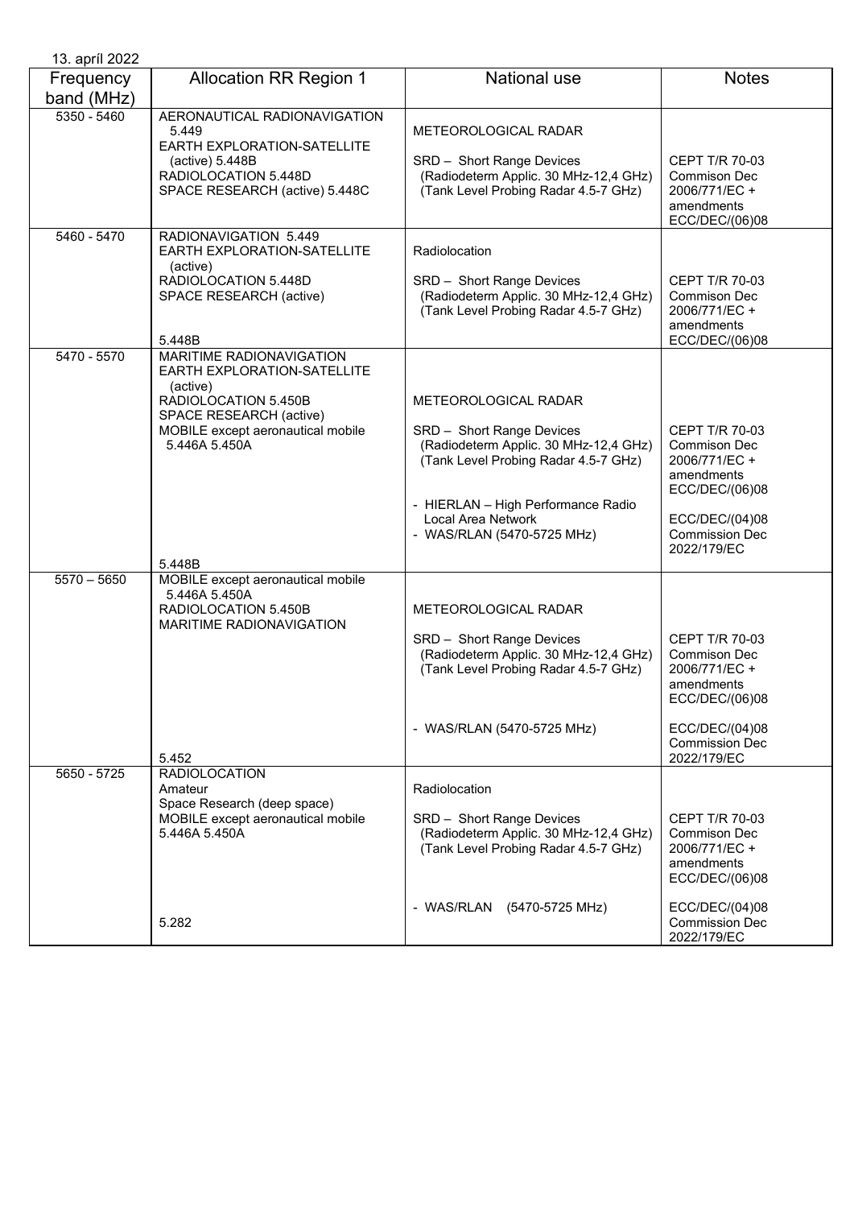13. apríl 2022

| Frequency band (MHz) | Allocation RR Region 1 | National use | Notes |
|---|---|---|---|
| 5350 - 5460 | AERONAUTICAL RADIONAVIGATION 5.449<br>EARTH EXPLORATION-SATELLITE (active) 5.448B<br>RADIOLOCATION 5.448D<br>SPACE RESEARCH (active) 5.448C | METEOROLOGICAL RADAR<br><br>SRD – Short Range Devices<br>(Radiodeterm Applic. 30 MHz-12,4 GHz)<br>(Tank Level Probing Radar 4.5-7 GHz) | CEPT T/R 70-03<br>Commison Dec 2006/771/EC + amendments<br>ECC/DEC/(06)08 |
| 5460 - 5470 | RADIONAVIGATION 5.449<br>EARTH EXPLORATION-SATELLITE (active)<br>RADIOLOCATION 5.448D<br>SPACE RESEARCH (active)<br><br>5.448B | Radiolocation<br><br>SRD – Short Range Devices<br>(Radiodeterm Applic. 30 MHz-12,4 GHz)<br>(Tank Level Probing Radar 4.5-7 GHz) | CEPT T/R 70-03<br>Commison Dec 2006/771/EC + amendments<br>ECC/DEC/(06)08 |
| 5470 - 5570 | MARITIME RADIONAVIGATION<br>EARTH EXPLORATION-SATELLITE (active)<br>RADIOLOCATION 5.450B<br>SPACE RESEARCH (active)<br>MOBILE except aeronautical mobile 5.446A 5.450A<br><br>5.448B | METEOROLOGICAL RADAR<br><br>SRD – Short Range Devices<br>(Radiodeterm Applic. 30 MHz-12,4 GHz)<br>(Tank Level Probing Radar 4.5-7 GHz)<br><br>- HIERLAN – High Performance Radio Local Area Network<br>- WAS/RLAN (5470-5725 MHz) | CEPT T/R 70-03<br>Commison Dec 2006/771/EC + amendments<br>ECC/DEC/(06)08<br><br>ECC/DEC/(04)08<br>Commission Dec 2022/179/EC |
| 5570 – 5650 | MOBILE except aeronautical mobile 5.446A 5.450A<br>RADIOLOCATION 5.450B<br>MARITIME RADIONAVIGATION<br><br>5.452 | METEOROLOGICAL RADAR<br><br>SRD – Short Range Devices<br>(Radiodeterm Applic. 30 MHz-12,4 GHz)<br>(Tank Level Probing Radar 4.5-7 GHz)<br><br>- WAS/RLAN (5470-5725 MHz) | CEPT T/R 70-03<br>Commison Dec 2006/771/EC + amendments<br>ECC/DEC/(06)08<br><br>ECC/DEC/(04)08<br>Commission Dec 2022/179/EC |
| 5650 - 5725 | RADIOLOCATION<br>Amateur<br>Space Research (deep space)<br>MOBILE except aeronautical mobile 5.446A 5.450A<br><br>5.282 | Radiolocation<br><br>SRD – Short Range Devices<br>(Radiodeterm Applic. 30 MHz-12,4 GHz)<br>(Tank Level Probing Radar 4.5-7 GHz)<br><br>- WAS/RLAN (5470-5725 MHz) | CEPT T/R 70-03<br>Commison Dec 2006/771/EC + amendments<br>ECC/DEC/(06)08<br><br>ECC/DEC/(04)08<br>Commission Dec 2022/179/EC |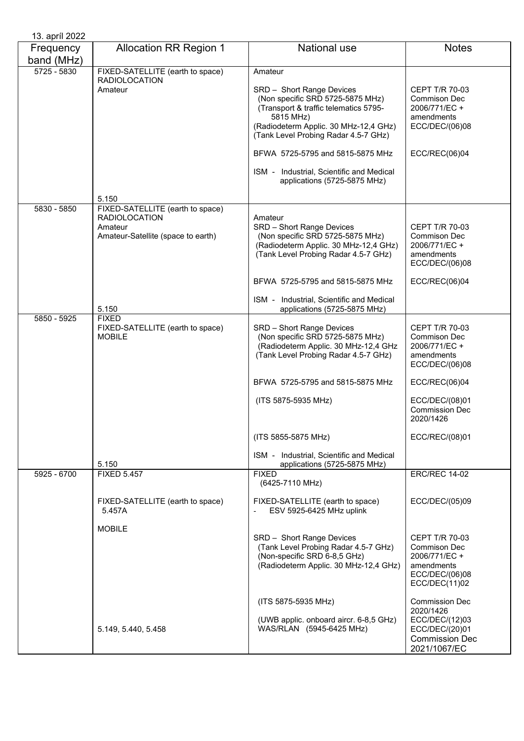13. apríl 2022

| Frequency band (MHz) | Allocation RR Region 1 | National use | Notes |
|---|---|---|---|
| 5725 - 5830 | FIXED-SATELLITE (earth to space)<br>RADIOLOCATION<br>Amateur<br><br>5.150 | Amateur<br><br>SRD – Short Range Devices<br>(Non specific SRD 5725-5875 MHz)<br>(Transport & traffic telematics 5795-5815 MHz)<br>(Radiodeterm Applic. 30 MHz-12,4 GHz)<br>(Tank Level Probing Radar 4.5-7 GHz)<br><br>BFWA 5725-5795 and 5815-5875 MHz<br><br>ISM - Industrial, Scientific and Medical applications (5725-5875 MHz) | <br><br>CEPT T/R 70-03<br>Commison Dec 2006/771/EC + amendments<br>ECC/DEC/(06)08<br><br>ECC/REC(06)04 |
| 5830 - 5850 | FIXED-SATELLITE (earth to space)<br>RADIOLOCATION<br>Amateur<br>Amateur-Satellite (space to earth)<br><br>5.150 | Amateur<br>SRD – Short Range Devices<br>(Non specific SRD 5725-5875 MHz)<br>(Radiodeterm Applic. 30 MHz-12,4 GHz)<br>(Tank Level Probing Radar 4.5-7 GHz)<br><br>BFWA 5725-5795 and 5815-5875 MHz<br><br>ISM - Industrial, Scientific and Medical applications (5725-5875 MHz) | <br>CEPT T/R 70-03<br>Commison Dec 2006/771/EC + amendments<br>ECC/DEC/(06)08<br><br>ECC/REC(06)04 |
| 5850 - 5925 | FIXED<br>FIXED-SATELLITE (earth to space)<br>MOBILE<br><br>5.150 | SRD – Short Range Devices<br>(Non specific SRD 5725-5875 MHz)<br>(Radiodeterm Applic. 30 MHz-12,4 GHz<br>(Tank Level Probing Radar 4.5-7 GHz)<br><br>BFWA 5725-5795 and 5815-5875 MHz<br><br>(ITS 5875-5935 MHz)<br><br>(ITS 5855-5875 MHz)<br><br>ISM - Industrial, Scientific and Medical applications (5725-5875 MHz) | CEPT T/R 70-03<br>Commison Dec 2006/771/EC + amendments<br>ECC/DEC/(06)08<br><br>ECC/REC(06)04<br><br>ECC/DEC/(08)01<br>Commission Dec 2020/1426<br><br>ECC/REC/(08)01 |
| 5925 - 6700 | FIXED 5.457<br><br>FIXED-SATELLITE (earth to space) 5.457A<br><br>MOBILE<br><br>5.149, 5.440, 5.458 | FIXED<br>(6425-7110 MHz)<br><br>FIXED-SATELLITE (earth to space)<br>- ESV 5925-6425 MHz uplink<br><br>SRD – Short Range Devices<br>(Tank Level Probing Radar 4.5-7 GHz)<br>(Non-specific SRD 6-8,5 GHz)<br>(Radiodeterm Applic. 30 MHz-12,4 GHz)<br><br>(ITS 5875-5935 MHz)<br><br>(UWB applic. onboard aircr. 6-8,5 GHz)<br>WAS/RLAN (5945-6425 MHz) | ERC/REC 14-02<br><br>ECC/DEC/(05)09<br><br>CEPT T/R 70-03<br>Commison Dec 2006/771/EC + amendments<br>ECC/DEC/(06)08<br>ECC/DEC(11)02<br><br>Commission Dec 2020/1426<br>ECC/DEC/(12)03<br>ECC/DEC/(20)01<br>Commission Dec 2021/1067/EC |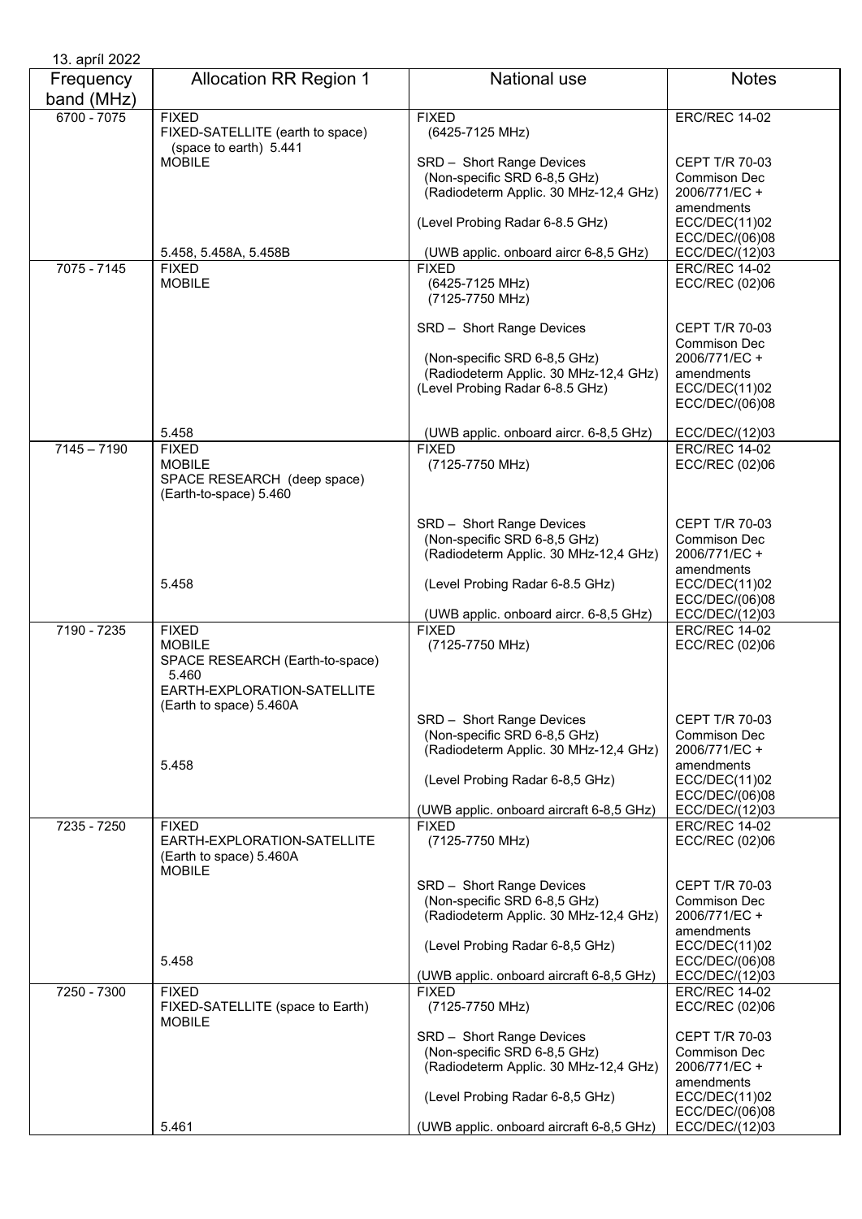13. apríl 2022

| Frequency band (MHz) | Allocation RR Region 1 | National use | Notes |
|---|---|---|---|
| 6700 - 7075 | FIXED<br>FIXED-SATELLITE (earth to space) (space to earth) 5.441<br>MOBILE<br><br>5.458, 5.458A, 5.458B | FIXED<br>(6425-7125 MHz)<br><br>SRD – Short Range Devices<br>(Non-specific SRD 6-8,5 GHz)<br>(Radiodeterm Applic. 30 MHz-12,4 GHz)<br><br>(Level Probing Radar 6-8.5 GHz)<br><br>(UWB applic. onboard aircr 6-8,5 GHz) | ERC/REC 14-02<br><br>CEPT T/R 70-03<br>Commison Dec 2006/771/EC + amendments<br>ECC/DEC(11)02<br>ECC/DEC/(06)08<br>ECC/DEC/(12)03 |
| 7075 - 7145 | FIXED<br>MOBILE<br><br>5.458 | FIXED<br>(6425-7125 MHz)<br>(7125-7750 MHz)<br><br>SRD – Short Range Devices<br><br>(Non-specific SRD 6-8,5 GHz)<br>(Radiodeterm Applic. 30 MHz-12,4 GHz)<br>(Level Probing Radar 6-8.5 GHz)<br><br>(UWB applic. onboard aircr. 6-8,5 GHz) | ERC/REC 14-02<br>ECC/REC (02)06<br><br>CEPT T/R 70-03<br>Commison Dec 2006/771/EC + amendments<br>ECC/DEC(11)02<br>ECC/DEC/(06)08<br><br>ECC/DEC/(12)03 |
| 7145 – 7190 | FIXED<br>MOBILE<br>SPACE RESEARCH (deep space) (Earth-to-space) 5.460<br><br>5.458 | FIXED<br>(7125-7750 MHz)<br><br>SRD – Short Range Devices<br>(Non-specific SRD 6-8,5 GHz)<br>(Radiodeterm Applic. 30 MHz-12,4 GHz)<br><br>(Level Probing Radar 6-8.5 GHz)<br><br>(UWB applic. onboard aircr. 6-8,5 GHz) | ERC/REC 14-02<br>ECC/REC (02)06<br><br>CEPT T/R 70-03<br>Commison Dec 2006/771/EC + amendments<br>ECC/DEC(11)02<br>ECC/DEC/(06)08<br>ECC/DEC/(12)03 |
| 7190 - 7235 | FIXED<br>MOBILE<br>SPACE RESEARCH (Earth-to-space) 5.460<br>EARTH-EXPLORATION-SATELLITE (Earth to space) 5.460A<br><br>5.458 | FIXED<br>(7125-7750 MHz)<br><br>SRD – Short Range Devices<br>(Non-specific SRD 6-8,5 GHz)<br>(Radiodeterm Applic. 30 MHz-12,4 GHz)<br><br>(Level Probing Radar 6-8,5 GHz)<br><br>(UWB applic. onboard aircraft 6-8,5 GHz) | ERC/REC 14-02<br>ECC/REC (02)06<br><br>CEPT T/R 70-03<br>Commison Dec 2006/771/EC + amendments<br>ECC/DEC(11)02<br>ECC/DEC/(06)08<br>ECC/DEC/(12)03 |
| 7235 - 7250 | FIXED<br>EARTH-EXPLORATION-SATELLITE (Earth to space) 5.460A<br>MOBILE<br><br>5.458 | FIXED<br>(7125-7750 MHz)<br><br>SRD – Short Range Devices<br>(Non-specific SRD 6-8,5 GHz)<br>(Radiodeterm Applic. 30 MHz-12,4 GHz)<br><br>(Level Probing Radar 6-8,5 GHz)<br><br>(UWB applic. onboard aircraft 6-8,5 GHz) | ERC/REC 14-02<br>ECC/REC (02)06<br><br>CEPT T/R 70-03<br>Commison Dec 2006/771/EC + amendments<br>ECC/DEC(11)02<br>ECC/DEC/(06)08<br>ECC/DEC/(12)03 |
| 7250 - 7300 | FIXED<br>FIXED-SATELLITE (space to Earth)<br>MOBILE<br><br>5.461 | FIXED<br>(7125-7750 MHz)<br><br>SRD – Short Range Devices<br>(Non-specific SRD 6-8,5 GHz)<br>(Radiodeterm Applic. 30 MHz-12,4 GHz)<br><br>(Level Probing Radar 6-8,5 GHz)<br><br>(UWB applic. onboard aircraft 6-8,5 GHz) | ERC/REC 14-02<br>ECC/REC (02)06<br><br>CEPT T/R 70-03<br>Commison Dec 2006/771/EC + amendments<br>ECC/DEC(11)02<br>ECC/DEC/(06)08<br>ECC/DEC/(12)03 |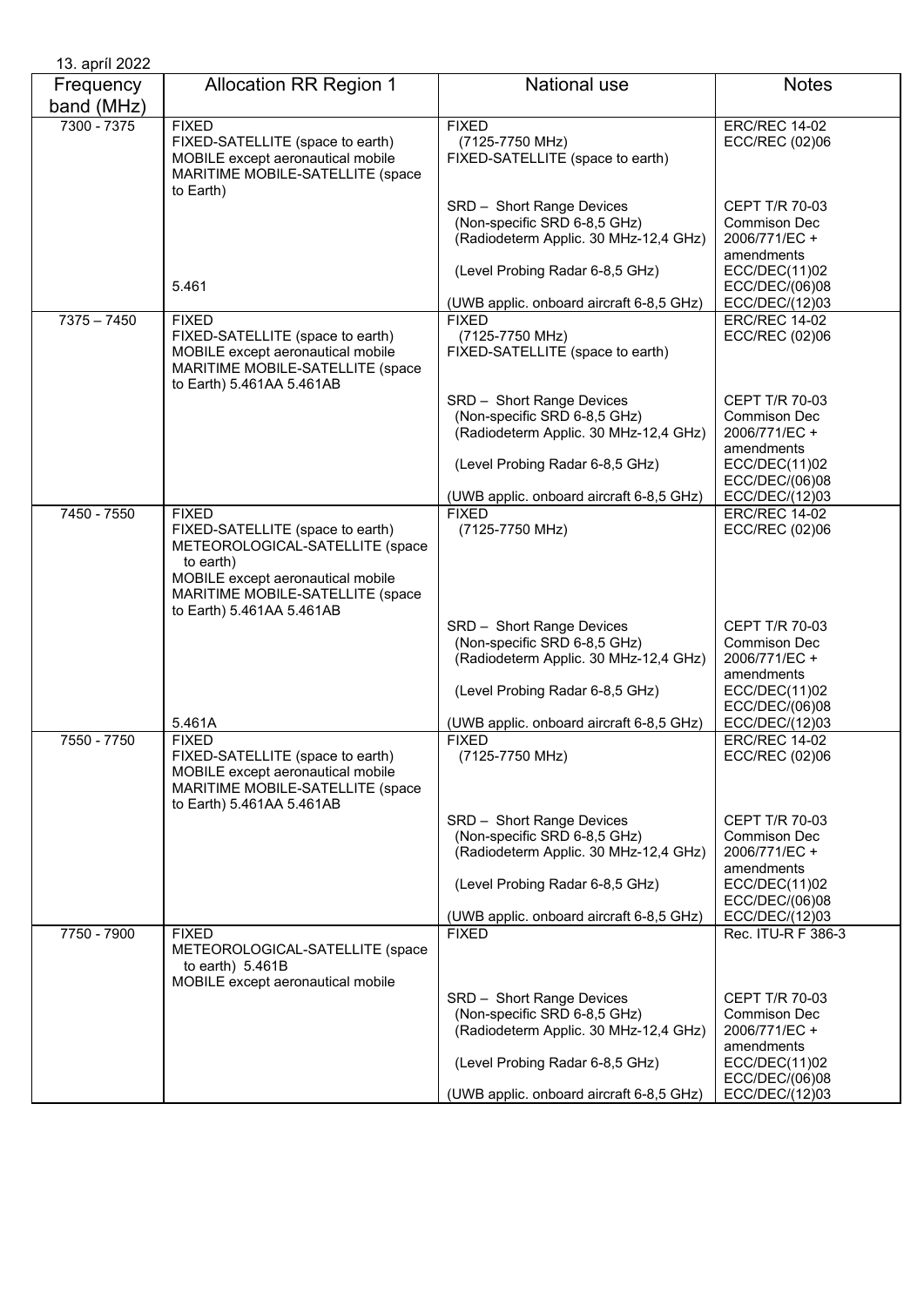13. apríl 2022

| Frequency band (MHz) | Allocation RR Region 1 | National use | Notes |
|---|---|---|---|
| 7300 - 7375 | FIXED<br>FIXED-SATELLITE (space to earth)<br>MOBILE except aeronautical mobile<br>MARITIME MOBILE-SATELLITE (space to Earth) | FIXED<br>(7125-7750 MHz)<br>FIXED-SATELLITE (space to earth) | ERC/REC 14-02<br>ECC/REC (02)06 |
| | 5.461 | SRD – Short Range Devices<br>(Non-specific SRD 6-8,5 GHz)<br>(Radiodeterm Applic. 30 MHz-12,4 GHz)<br><br>(Level Probing Radar 6-8,5 GHz)<br><br>(UWB applic. onboard aircraft 6-8,5 GHz) | CEPT T/R 70-03<br>Commison Dec 2006/771/EC + amendments<br>ECC/DEC(11)02<br>ECC/DEC/(06)08<br>ECC/DEC/(12)03 |
| 7375 – 7450 | FIXED<br>FIXED-SATELLITE (space to earth)<br>MOBILE except aeronautical mobile<br>MARITIME MOBILE-SATELLITE (space to Earth) 5.461AA 5.461AB | FIXED<br>(7125-7750 MHz)<br>FIXED-SATELLITE (space to earth) | ERC/REC 14-02<br>ECC/REC (02)06 |
| | | SRD – Short Range Devices<br>(Non-specific SRD 6-8,5 GHz)<br>(Radiodeterm Applic. 30 MHz-12,4 GHz)<br><br>(Level Probing Radar 6-8,5 GHz)<br><br>(UWB applic. onboard aircraft 6-8,5 GHz) | CEPT T/R 70-03<br>Commison Dec 2006/771/EC + amendments<br>ECC/DEC(11)02<br>ECC/DEC/(06)08<br>ECC/DEC/(12)03 |
| 7450 - 7550 | FIXED<br>FIXED-SATELLITE (space to earth)<br>METEOROLOGICAL-SATELLITE (space to earth)<br>MOBILE except aeronautical mobile<br>MARITIME MOBILE-SATELLITE (space to Earth) 5.461AA 5.461AB | FIXED<br>(7125-7750 MHz) | ERC/REC 14-02<br>ECC/REC (02)06 |
| | 5.461A | SRD – Short Range Devices<br>(Non-specific SRD 6-8,5 GHz)<br>(Radiodeterm Applic. 30 MHz-12,4 GHz)<br><br>(Level Probing Radar 6-8,5 GHz)<br><br>(UWB applic. onboard aircraft 6-8,5 GHz) | CEPT T/R 70-03<br>Commison Dec 2006/771/EC + amendments<br>ECC/DEC(11)02<br>ECC/DEC/(06)08<br>ECC/DEC/(12)03 |
| 7550 - 7750 | FIXED<br>FIXED-SATELLITE (space to earth)<br>MOBILE except aeronautical mobile<br>MARITIME MOBILE-SATELLITE (space to Earth) 5.461AA 5.461AB | FIXED<br>(7125-7750 MHz) | ERC/REC 14-02<br>ECC/REC (02)06 |
| | | SRD – Short Range Devices<br>(Non-specific SRD 6-8,5 GHz)<br>(Radiodeterm Applic. 30 MHz-12,4 GHz)<br><br>(Level Probing Radar 6-8,5 GHz)<br><br>(UWB applic. onboard aircraft 6-8,5 GHz) | CEPT T/R 70-03<br>Commison Dec 2006/771/EC + amendments<br>ECC/DEC(11)02<br>ECC/DEC/(06)08<br>ECC/DEC/(12)03 |
| 7750 - 7900 | FIXED<br>METEOROLOGICAL-SATELLITE (space to earth) 5.461B<br>MOBILE except aeronautical mobile | FIXED | Rec. ITU-R F 386-3 |
| | | SRD – Short Range Devices<br>(Non-specific SRD 6-8,5 GHz)<br>(Radiodeterm Applic. 30 MHz-12,4 GHz)<br><br>(Level Probing Radar 6-8,5 GHz)<br><br>(UWB applic. onboard aircraft 6-8,5 GHz) | CEPT T/R 70-03<br>Commison Dec 2006/771/EC + amendments<br>ECC/DEC(11)02<br>ECC/DEC/(06)08<br>ECC/DEC/(12)03 |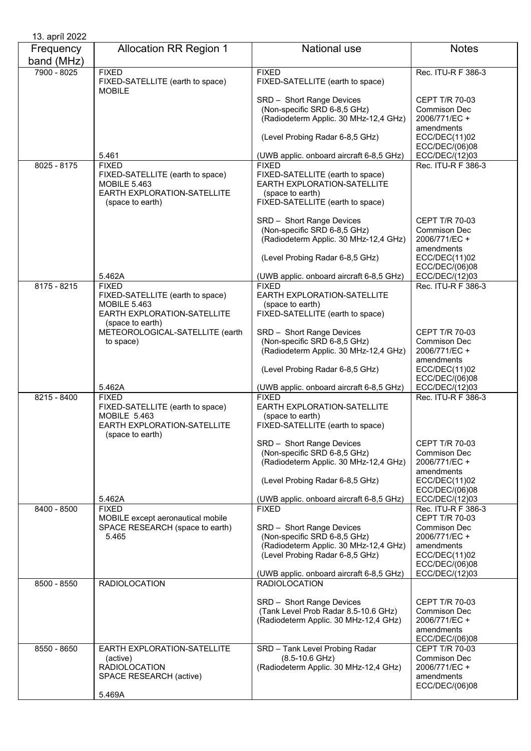13. apríl 2022

| Frequency band (MHz) | Allocation RR Region 1 | National use | Notes |
| --- | --- | --- | --- |
| 7900 - 8025 | FIXED<br>FIXED-SATELLITE (earth to space)<br>MOBILE<br><br>5.461 | FIXED<br>FIXED-SATELLITE (earth to space)<br><br>SRD – Short Range Devices<br>(Non-specific SRD 6-8,5 GHz)<br>(Radiodeterm Applic. 30 MHz-12,4 GHz)<br><br>(Level Probing Radar 6-8,5 GHz)<br><br>(UWB applic. onboard aircraft 6-8,5 GHz) | Rec. ITU-R F 386-3<br><br>CEPT T/R 70-03<br>Commison Dec 2006/771/EC + amendments<br>ECC/DEC(11)02<br>ECC/DEC/(06)08<br>ECC/DEC/(12)03 |
| 8025 - 8175 | FIXED<br>FIXED-SATELLITE (earth to space)<br>MOBILE 5.463<br>EARTH EXPLORATION-SATELLITE (space to earth)<br><br>5.462A | FIXED<br>FIXED-SATELLITE (earth to space)<br>EARTH EXPLORATION-SATELLITE (space to earth)<br>FIXED-SATELLITE (earth to space)<br><br>SRD – Short Range Devices<br>(Non-specific SRD 6-8,5 GHz)<br>(Radiodeterm Applic. 30 MHz-12,4 GHz)<br><br>(Level Probing Radar 6-8,5 GHz)<br><br>(UWB applic. onboard aircraft 6-8,5 GHz) | Rec. ITU-R F 386-3<br><br>CEPT T/R 70-03<br>Commison Dec 2006/771/EC + amendments<br>ECC/DEC(11)02<br>ECC/DEC/(06)08<br>ECC/DEC/(12)03 |
| 8175 - 8215 | FIXED<br>FIXED-SATELLITE (earth to space)<br>MOBILE 5.463<br>EARTH EXPLORATION-SATELLITE (space to earth)<br>METEOROLOGICAL-SATELLITE (earth to space)<br><br>5.462A | FIXED<br>EARTH EXPLORATION-SATELLITE (space to earth)<br>FIXED-SATELLITE (earth to space)<br><br>SRD – Short Range Devices<br>(Non-specific SRD 6-8,5 GHz)<br>(Radiodeterm Applic. 30 MHz-12,4 GHz)<br><br>(Level Probing Radar 6-8,5 GHz)<br><br>(UWB applic. onboard aircraft 6-8,5 GHz) | Rec. ITU-R F 386-3<br><br>CEPT T/R 70-03<br>Commison Dec 2006/771/EC + amendments<br>ECC/DEC(11)02<br>ECC/DEC/(06)08<br>ECC/DEC/(12)03 |
| 8215 - 8400 | FIXED<br>FIXED-SATELLITE (earth to space)<br>MOBILE 5.463<br>EARTH EXPLORATION-SATELLITE (space to earth)<br><br>5.462A | FIXED<br>EARTH EXPLORATION-SATELLITE (space to earth)<br>FIXED-SATELLITE (earth to space)<br><br>SRD – Short Range Devices<br>(Non-specific SRD 6-8,5 GHz)<br>(Radiodeterm Applic. 30 MHz-12,4 GHz)<br><br>(Level Probing Radar 6-8,5 GHz)<br><br>(UWB applic. onboard aircraft 6-8,5 GHz) | Rec. ITU-R F 386-3<br><br>CEPT T/R 70-03<br>Commison Dec 2006/771/EC + amendments<br>ECC/DEC(11)02<br>ECC/DEC/(06)08<br>ECC/DEC/(12)03 |
| 8400 - 8500 | FIXED<br>MOBILE except aeronautical mobile<br>SPACE RESEARCH (space to earth) 5.465 | FIXED<br><br>SRD – Short Range Devices<br>(Non-specific SRD 6-8,5 GHz)<br>(Radiodeterm Applic. 30 MHz-12,4 GHz)<br>(Level Probing Radar 6-8,5 GHz)<br><br>(UWB applic. onboard aircraft 6-8,5 GHz) | Rec. ITU-R F 386-3<br>CEPT T/R 70-03<br>Commison Dec 2006/771/EC + amendments<br>ECC/DEC(11)02<br>ECC/DEC/(06)08<br>ECC/DEC/(12)03 |
| 8500 - 8550 | RADIOLOCATION | RADIOLOCATION<br><br>SRD – Short Range Devices<br>(Tank Level Prob Radar 8.5-10.6 GHz)<br>(Radiodeterm Applic. 30 MHz-12,4 GHz) | CEPT T/R 70-03<br>Commison Dec 2006/771/EC + amendments<br>ECC/DEC/(06)08 |
| 8550 - 8650 | EARTH EXPLORATION-SATELLITE (active)<br>RADIOLOCATION<br>SPACE RESEARCH (active)<br><br>5.469A | SRD – Tank Level Probing Radar (8.5-10.6 GHz)<br>(Radiodeterm Applic. 30 MHz-12,4 GHz) | CEPT T/R 70-03<br>Commison Dec 2006/771/EC + amendments<br>ECC/DEC/(06)08 |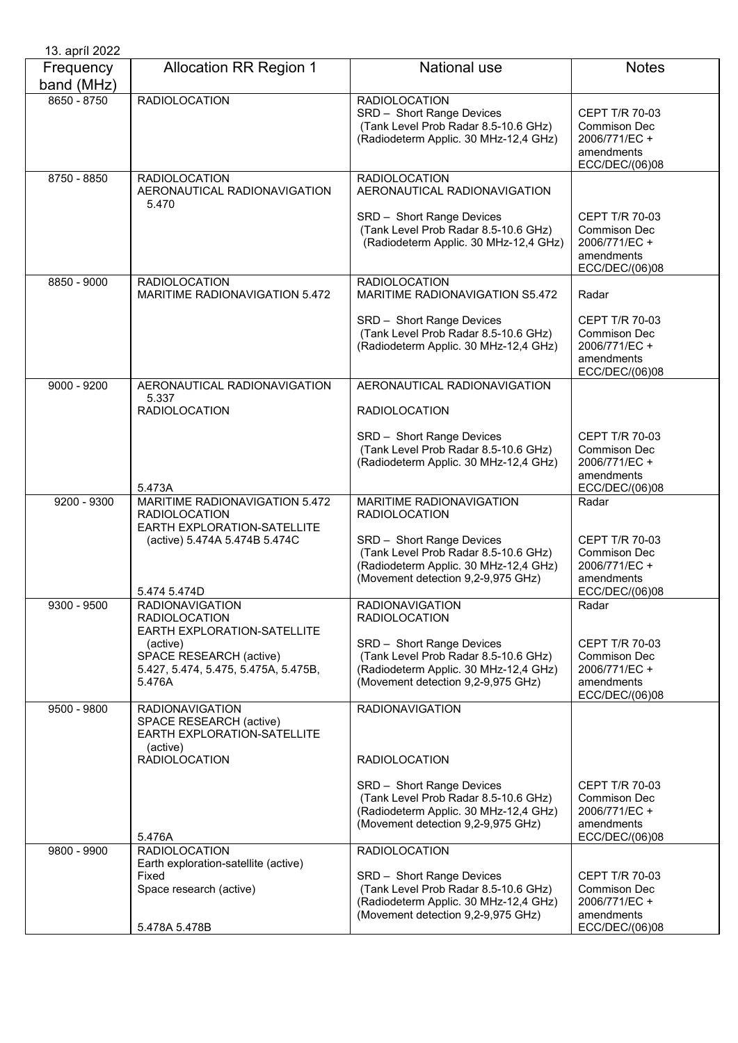13. apríl 2022

| Frequency band (MHz) | Allocation RR Region 1 | National use | Notes |
|---|---|---|---|
| 8650 - 8750 | RADIOLOCATION | RADIOLOCATION<br>SRD – Short Range Devices<br>(Tank Level Prob Radar 8.5-10.6 GHz)<br>(Radiodeterm Applic. 30 MHz-12,4 GHz) | CEPT T/R 70-03<br>Commison Dec 2006/771/EC + amendments<br>ECC/DEC/(06)08 |
| 8750 - 8850 | RADIOLOCATION<br>AERONAUTICAL RADIONAVIGATION 5.470 | RADIOLOCATION<br>AERONAUTICAL RADIONAVIGATION<br><br>SRD – Short Range Devices<br>(Tank Level Prob Radar 8.5-10.6 GHz)<br>(Radiodeterm Applic. 30 MHz-12,4 GHz) | CEPT T/R 70-03<br>Commison Dec 2006/771/EC + amendments<br>ECC/DEC/(06)08 |
| 8850 - 9000 | RADIOLOCATION<br>MARITIME RADIONAVIGATION 5.472 | RADIOLOCATION<br>MARITIME RADIONAVIGATION S5.472<br><br>SRD – Short Range Devices<br>(Tank Level Prob Radar 8.5-10.6 GHz)<br>(Radiodeterm Applic. 30 MHz-12,4 GHz) | Radar<br><br>CEPT T/R 70-03<br>Commison Dec 2006/771/EC + amendments<br>ECC/DEC/(06)08 |
| 9000 - 9200 | AERONAUTICAL RADIONAVIGATION 5.337<br>RADIOLOCATION<br><br>5.473A | AERONAUTICAL RADIONAVIGATION<br><br>RADIOLOCATION<br><br>SRD – Short Range Devices<br>(Tank Level Prob Radar 8.5-10.6 GHz)<br>(Radiodeterm Applic. 30 MHz-12,4 GHz) | CEPT T/R 70-03<br>Commison Dec 2006/771/EC + amendments<br>ECC/DEC/(06)08 |
| 9200 - 9300 | MARITIME RADIONAVIGATION 5.472<br>RADIOLOCATION<br>EARTH EXPLORATION-SATELLITE (active) 5.474A 5.474B 5.474C<br><br>5.474 5.474D | MARITIME RADIONAVIGATION<br>RADIOLOCATION<br><br>SRD – Short Range Devices<br>(Tank Level Prob Radar 8.5-10.6 GHz)<br>(Radiodeterm Applic. 30 MHz-12,4 GHz)<br>(Movement detection 9,2-9,975 GHz) | Radar<br><br>CEPT T/R 70-03<br>Commison Dec 2006/771/EC + amendments<br>ECC/DEC/(06)08 |
| 9300 - 9500 | RADIONAVIGATION<br>RADIOLOCATION<br>EARTH EXPLORATION-SATELLITE (active)<br>SPACE RESEARCH (active)<br>5.427, 5.474, 5.475, 5.475A, 5.475B, 5.476A | RADIONAVIGATION<br>RADIOLOCATION<br><br>SRD – Short Range Devices<br>(Tank Level Prob Radar 8.5-10.6 GHz)<br>(Radiodeterm Applic. 30 MHz-12,4 GHz)<br>(Movement detection 9,2-9,975 GHz) | Radar<br><br>CEPT T/R 70-03<br>Commison Dec 2006/771/EC + amendments<br>ECC/DEC/(06)08 |
| 9500 - 9800 | RADIONAVIGATION<br>SPACE RESEARCH (active)<br>EARTH EXPLORATION-SATELLITE (active)<br>RADIOLOCATION<br><br>5.476A | RADIONAVIGATION<br><br>RADIOLOCATION<br><br>SRD – Short Range Devices<br>(Tank Level Prob Radar 8.5-10.6 GHz)<br>(Radiodeterm Applic. 30 MHz-12,4 GHz)<br>(Movement detection 9,2-9,975 GHz) | CEPT T/R 70-03<br>Commison Dec 2006/771/EC + amendments<br>ECC/DEC/(06)08 |
| 9800 - 9900 | RADIOLOCATION<br>Earth exploration-satellite (active)<br>Fixed<br>Space research (active)<br><br>5.478A 5.478B | RADIOLOCATION<br><br>SRD – Short Range Devices<br>(Tank Level Prob Radar 8.5-10.6 GHz)<br>(Radiodeterm Applic. 30 MHz-12,4 GHz)<br>(Movement detection 9,2-9,975 GHz) | CEPT T/R 70-03<br>Commison Dec 2006/771/EC + amendments<br>ECC/DEC/(06)08 |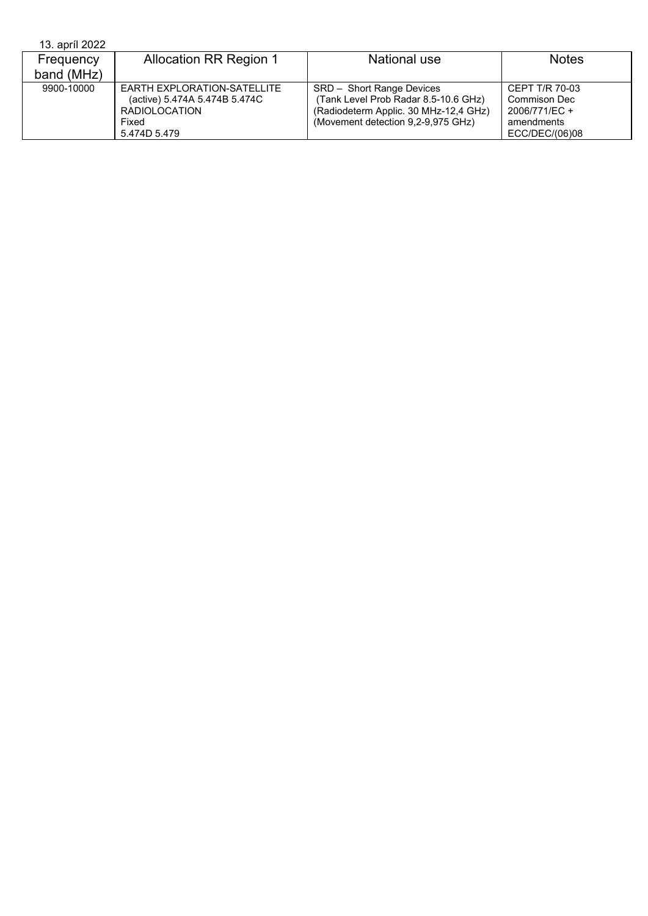13. apríl 2022

| Frequency band (MHz) | Allocation RR Region 1 | National use | Notes |
|---|---|---|---|
| 9900-10000 | EARTH EXPLORATION-SATELLITE (active) 5.474A 5.474B 5.474C<br>RADIOLOCATION<br>Fixed<br>5.474D 5.479 | SRD – Short Range Devices<br>(Tank Level Prob Radar 8.5-10.6 GHz)<br>(Radiodeterm Applic. 30 MHz-12,4 GHz)<br>(Movement detection 9,2-9,975 GHz) | CEPT T/R 70-03<br>Commison Dec 2006/771/EC + amendments<br>ECC/DEC/(06)08 |